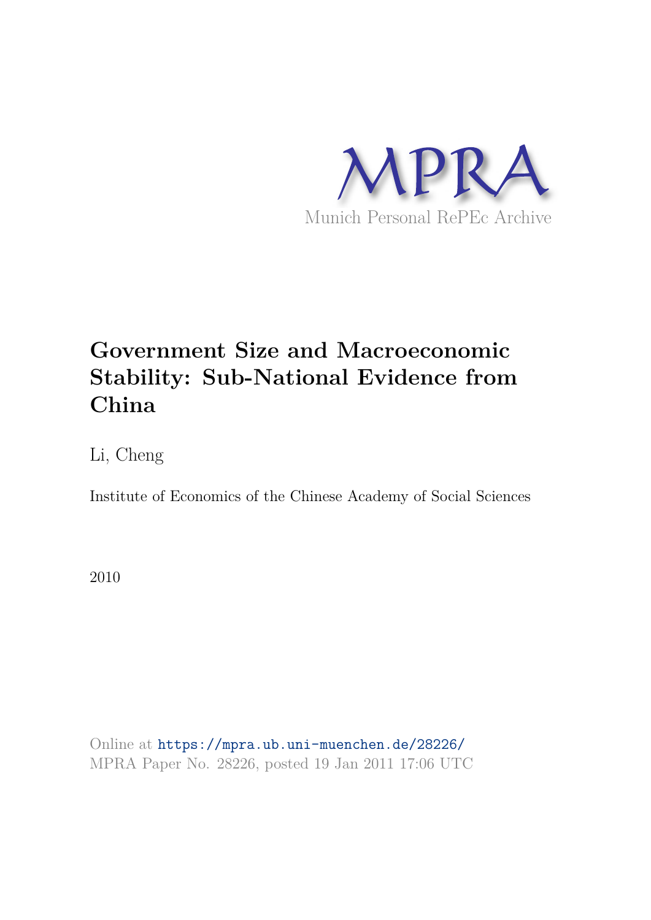MPRA

Munich Personal RePEc Archive

# Government Size and Macroeconomic Stability: Sub-National Evidence from China

Li, Cheng

Institute of Economics of the Chinese Academy of Social Sciences

2010

Online at https://mpra.ub.uni-muenchen.de/28226/
MPRA Paper No. 28226, posted 19 Jan 2011 17:06 UTC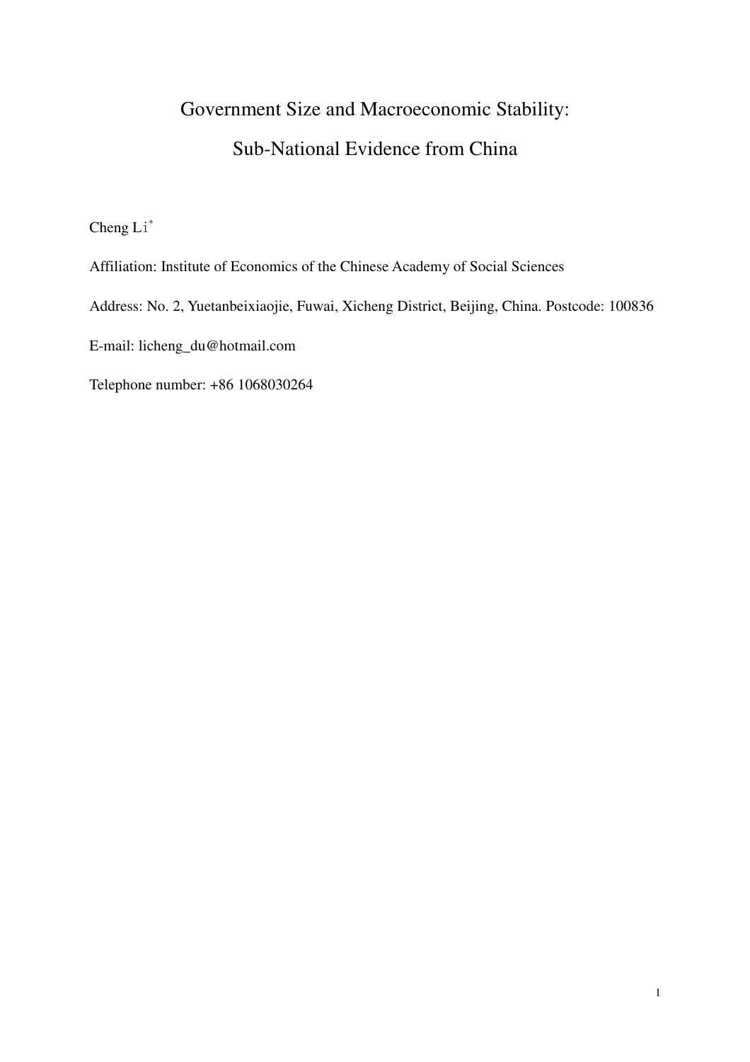# Government Size and Macroeconomic Stability:

# Sub-National Evidence from China

Cheng Li*

Affiliation: Institute of Economics of the Chinese Academy of Social Sciences

Address: No. 2, Yuetanbeixiaojie, Fuwai, Xicheng District, Beijing, China. Postcode: 100836

E-mail: licheng_du@hotmail.com

Telephone number: +86 1068030264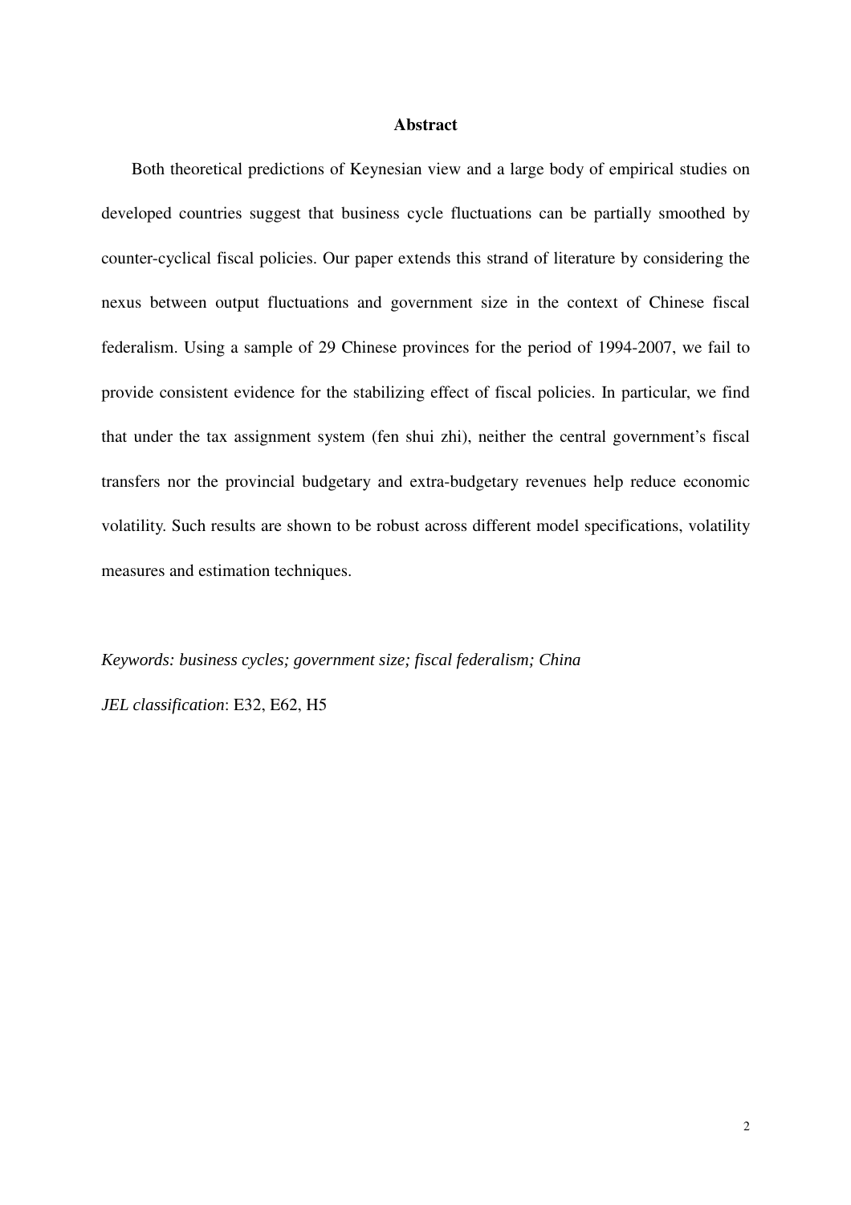## Abstract

Both theoretical predictions of Keynesian view and a large body of empirical studies on developed countries suggest that business cycle fluctuations can be partially smoothed by counter-cyclical fiscal policies. Our paper extends this strand of literature by considering the nexus between output fluctuations and government size in the context of Chinese fiscal federalism. Using a sample of 29 Chinese provinces for the period of 1994-2007, we fail to provide consistent evidence for the stabilizing effect of fiscal policies. In particular, we find that under the tax assignment system (fen shui zhi), neither the central government's fiscal transfers nor the provincial budgetary and extra-budgetary revenues help reduce economic volatility. Such results are shown to be robust across different model specifications, volatility measures and estimation techniques.

*Keywords: business cycles; government size; fiscal federalism; China*

*JEL classification*: E32, E62, H5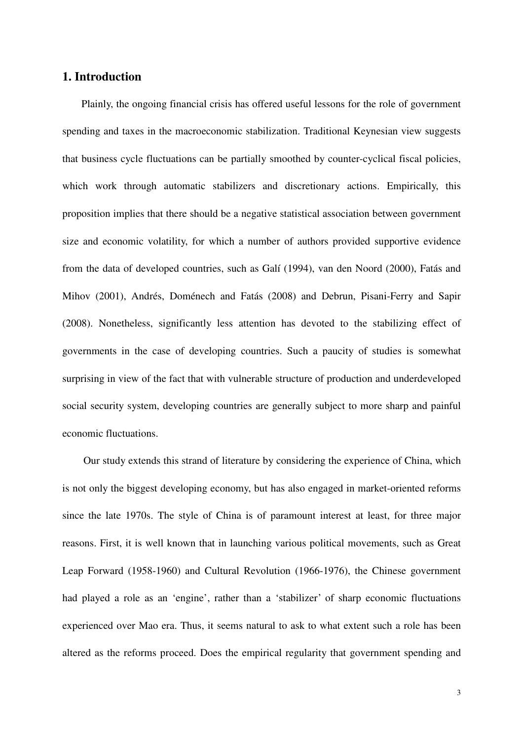## 1. Introduction

Plainly, the ongoing financial crisis has offered useful lessons for the role of government spending and taxes in the macroeconomic stabilization. Traditional Keynesian view suggests that business cycle fluctuations can be partially smoothed by counter-cyclical fiscal policies, which work through automatic stabilizers and discretionary actions. Empirically, this proposition implies that there should be a negative statistical association between government size and economic volatility, for which a number of authors provided supportive evidence from the data of developed countries, such as Galí (1994), van den Noord (2000), Fatás and Mihov (2001), Andrés, Doménech and Fatás (2008) and Debrun, Pisani-Ferry and Sapir (2008). Nonetheless, significantly less attention has devoted to the stabilizing effect of governments in the case of developing countries. Such a paucity of studies is somewhat surprising in view of the fact that with vulnerable structure of production and underdeveloped social security system, developing countries are generally subject to more sharp and painful economic fluctuations.

Our study extends this strand of literature by considering the experience of China, which is not only the biggest developing economy, but has also engaged in market-oriented reforms since the late 1970s. The style of China is of paramount interest at least, for three major reasons. First, it is well known that in launching various political movements, such as Great Leap Forward (1958-1960) and Cultural Revolution (1966-1976), the Chinese government had played a role as an 'engine', rather than a 'stabilizer' of sharp economic fluctuations experienced over Mao era. Thus, it seems natural to ask to what extent such a role has been altered as the reforms proceed. Does the empirical regularity that government spending and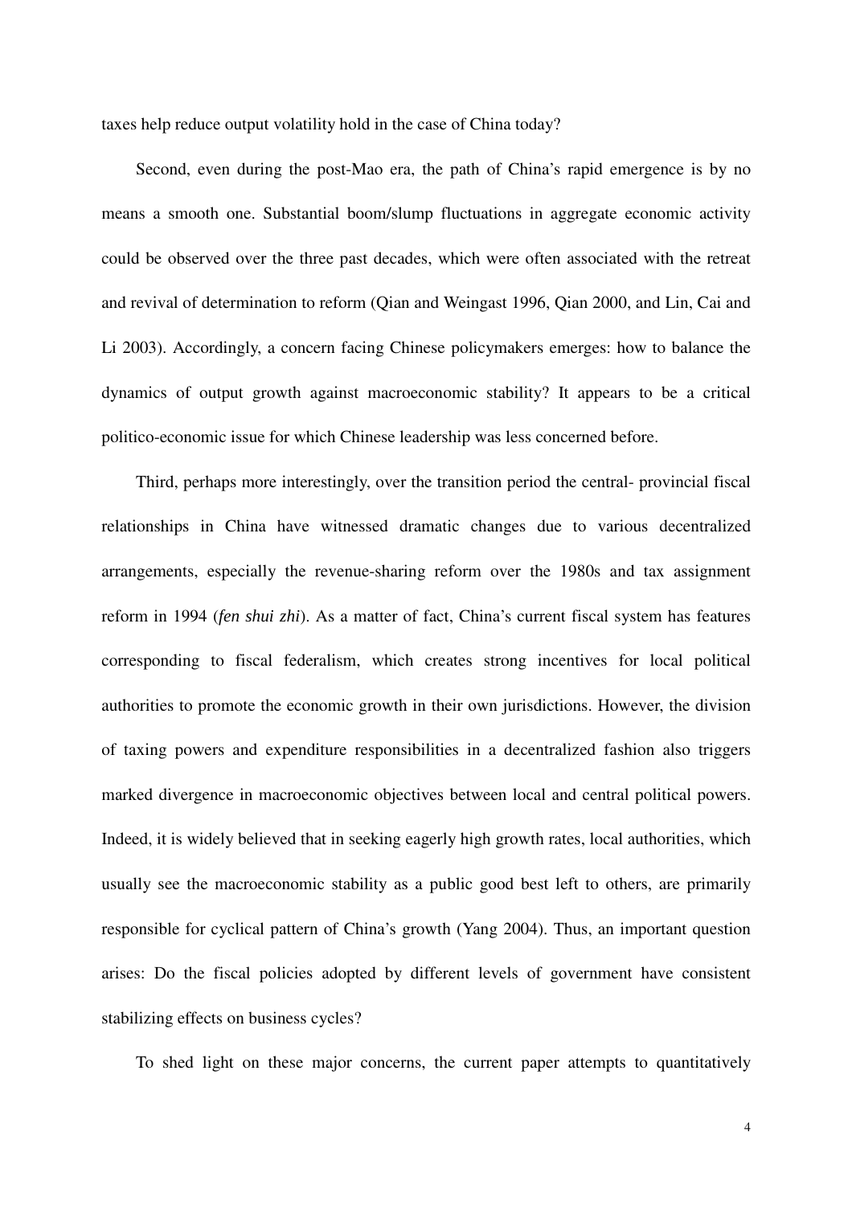taxes help reduce output volatility hold in the case of China today?

Second, even during the post-Mao era, the path of China's rapid emergence is by no means a smooth one. Substantial boom/slump fluctuations in aggregate economic activity could be observed over the three past decades, which were often associated with the retreat and revival of determination to reform (Qian and Weingast 1996, Qian 2000, and Lin, Cai and Li 2003). Accordingly, a concern facing Chinese policymakers emerges: how to balance the dynamics of output growth against macroeconomic stability? It appears to be a critical politico-economic issue for which Chinese leadership was less concerned before.

Third, perhaps more interestingly, over the transition period the central- provincial fiscal relationships in China have witnessed dramatic changes due to various decentralized arrangements, especially the revenue-sharing reform over the 1980s and tax assignment reform in 1994 (*fen shui zhi*). As a matter of fact, China's current fiscal system has features corresponding to fiscal federalism, which creates strong incentives for local political authorities to promote the economic growth in their own jurisdictions. However, the division of taxing powers and expenditure responsibilities in a decentralized fashion also triggers marked divergence in macroeconomic objectives between local and central political powers. Indeed, it is widely believed that in seeking eagerly high growth rates, local authorities, which usually see the macroeconomic stability as a public good best left to others, are primarily responsible for cyclical pattern of China's growth (Yang 2004). Thus, an important question arises: Do the fiscal policies adopted by different levels of government have consistent stabilizing effects on business cycles?

To shed light on these major concerns, the current paper attempts to quantitatively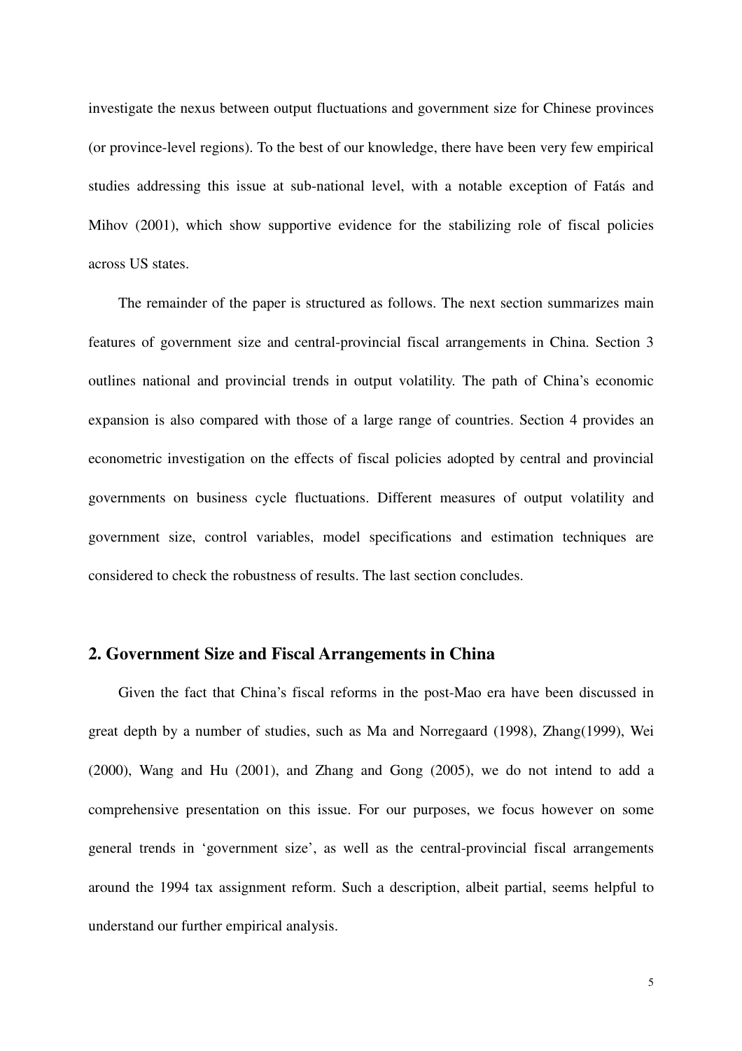investigate the nexus between output fluctuations and government size for Chinese provinces (or province-level regions). To the best of our knowledge, there have been very few empirical studies addressing this issue at sub-national level, with a notable exception of Fatás and Mihov (2001), which show supportive evidence for the stabilizing role of fiscal policies across US states.

The remainder of the paper is structured as follows. The next section summarizes main features of government size and central-provincial fiscal arrangements in China. Section 3 outlines national and provincial trends in output volatility. The path of China's economic expansion is also compared with those of a large range of countries. Section 4 provides an econometric investigation on the effects of fiscal policies adopted by central and provincial governments on business cycle fluctuations. Different measures of output volatility and government size, control variables, model specifications and estimation techniques are considered to check the robustness of results. The last section concludes.

## 2. Government Size and Fiscal Arrangements in China

Given the fact that China's fiscal reforms in the post-Mao era have been discussed in great depth by a number of studies, such as Ma and Norregaard (1998), Zhang(1999), Wei (2000), Wang and Hu (2001), and Zhang and Gong (2005), we do not intend to add a comprehensive presentation on this issue. For our purposes, we focus however on some general trends in 'government size', as well as the central-provincial fiscal arrangements around the 1994 tax assignment reform. Such a description, albeit partial, seems helpful to understand our further empirical analysis.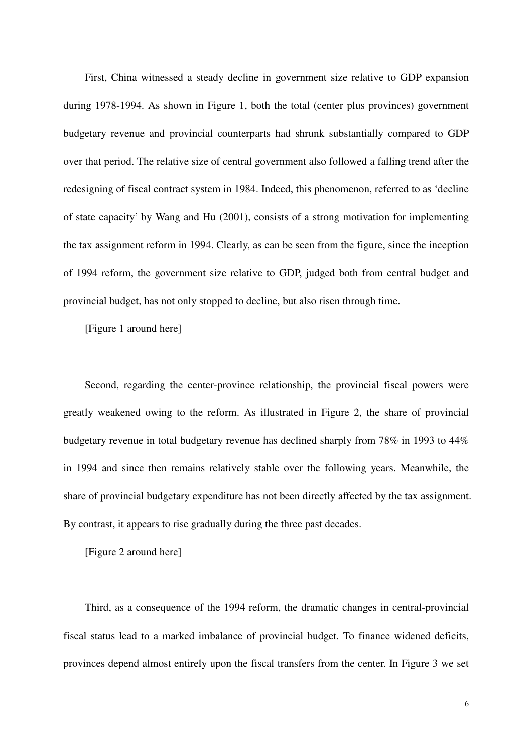First, China witnessed a steady decline in government size relative to GDP expansion during 1978-1994. As shown in Figure 1, both the total (center plus provinces) government budgetary revenue and provincial counterparts had shrunk substantially compared to GDP over that period. The relative size of central government also followed a falling trend after the redesigning of fiscal contract system in 1984. Indeed, this phenomenon, referred to as 'decline of state capacity' by Wang and Hu (2001), consists of a strong motivation for implementing the tax assignment reform in 1994. Clearly, as can be seen from the figure, since the inception of 1994 reform, the government size relative to GDP, judged both from central budget and provincial budget, has not only stopped to decline, but also risen through time.

[Figure 1 around here]

Second, regarding the center-province relationship, the provincial fiscal powers were greatly weakened owing to the reform. As illustrated in Figure 2, the share of provincial budgetary revenue in total budgetary revenue has declined sharply from 78% in 1993 to 44% in 1994 and since then remains relatively stable over the following years. Meanwhile, the share of provincial budgetary expenditure has not been directly affected by the tax assignment. By contrast, it appears to rise gradually during the three past decades.

[Figure 2 around here]

Third, as a consequence of the 1994 reform, the dramatic changes in central-provincial fiscal status lead to a marked imbalance of provincial budget. To finance widened deficits, provinces depend almost entirely upon the fiscal transfers from the center. In Figure 3 we set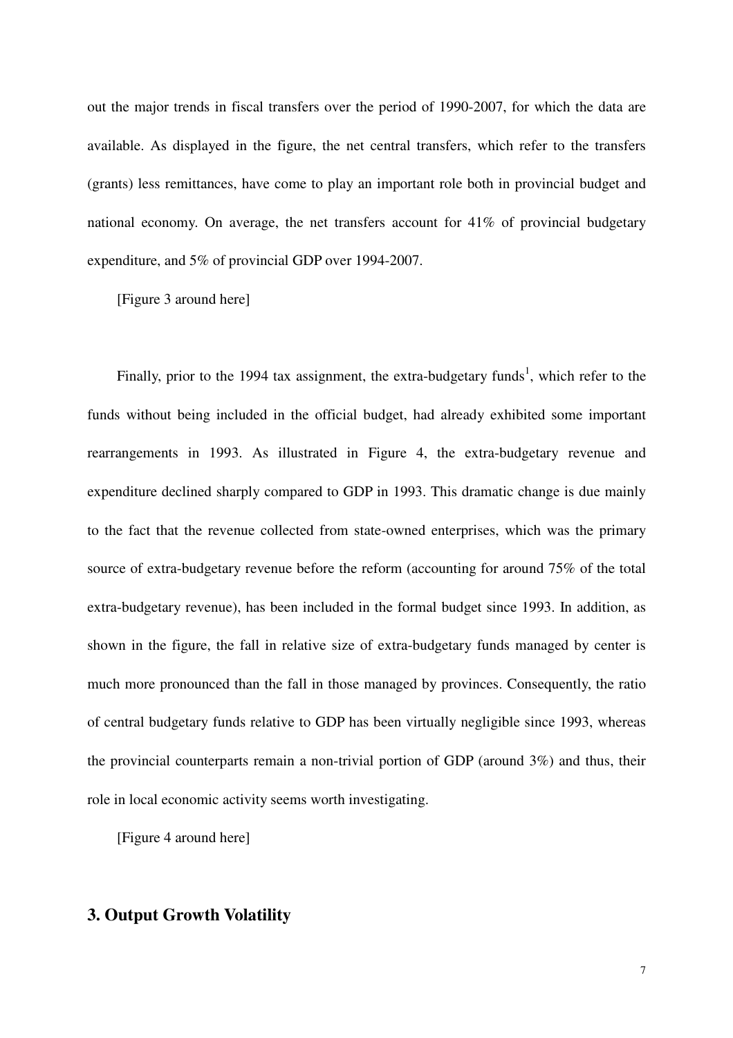out the major trends in fiscal transfers over the period of 1990-2007, for which the data are available. As displayed in the figure, the net central transfers, which refer to the transfers (grants) less remittances, have come to play an important role both in provincial budget and national economy. On average, the net transfers account for 41% of provincial budgetary expenditure, and 5% of provincial GDP over 1994-2007.

[Figure 3 around here]

Finally, prior to the 1994 tax assignment, the extra-budgetary funds[1], which refer to the funds without being included in the official budget, had already exhibited some important rearrangements in 1993. As illustrated in Figure 4, the extra-budgetary revenue and expenditure declined sharply compared to GDP in 1993. This dramatic change is due mainly to the fact that the revenue collected from state-owned enterprises, which was the primary source of extra-budgetary revenue before the reform (accounting for around 75% of the total extra-budgetary revenue), has been included in the formal budget since 1993. In addition, as shown in the figure, the fall in relative size of extra-budgetary funds managed by center is much more pronounced than the fall in those managed by provinces. Consequently, the ratio of central budgetary funds relative to GDP has been virtually negligible since 1993, whereas the provincial counterparts remain a non-trivial portion of GDP (around 3%) and thus, their role in local economic activity seems worth investigating.

[Figure 4 around here]

## 3. Output Growth Volatility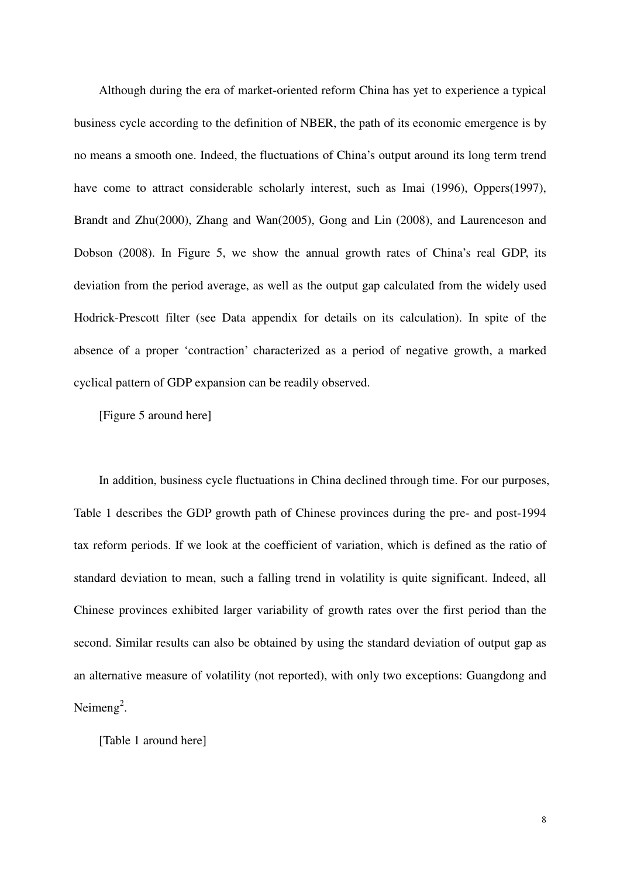Although during the era of market-oriented reform China has yet to experience a typical business cycle according to the definition of NBER, the path of its economic emergence is by no means a smooth one. Indeed, the fluctuations of China's output around its long term trend have come to attract considerable scholarly interest, such as Imai (1996), Oppers(1997), Brandt and Zhu(2000), Zhang and Wan(2005), Gong and Lin (2008), and Laurenceson and Dobson (2008). In Figure 5, we show the annual growth rates of China's real GDP, its deviation from the period average, as well as the output gap calculated from the widely used Hodrick-Prescott filter (see Data appendix for details on its calculation). In spite of the absence of a proper 'contraction' characterized as a period of negative growth, a marked cyclical pattern of GDP expansion can be readily observed.

[Figure 5 around here]

In addition, business cycle fluctuations in China declined through time. For our purposes, Table 1 describes the GDP growth path of Chinese provinces during the pre- and post-1994 tax reform periods. If we look at the coefficient of variation, which is defined as the ratio of standard deviation to mean, such a falling trend in volatility is quite significant. Indeed, all Chinese provinces exhibited larger variability of growth rates over the first period than the second. Similar results can also be obtained by using the standard deviation of output gap as an alternative measure of volatility (not reported), with only two exceptions: Guangdong and Neimeng[2].

[Table 1 around here]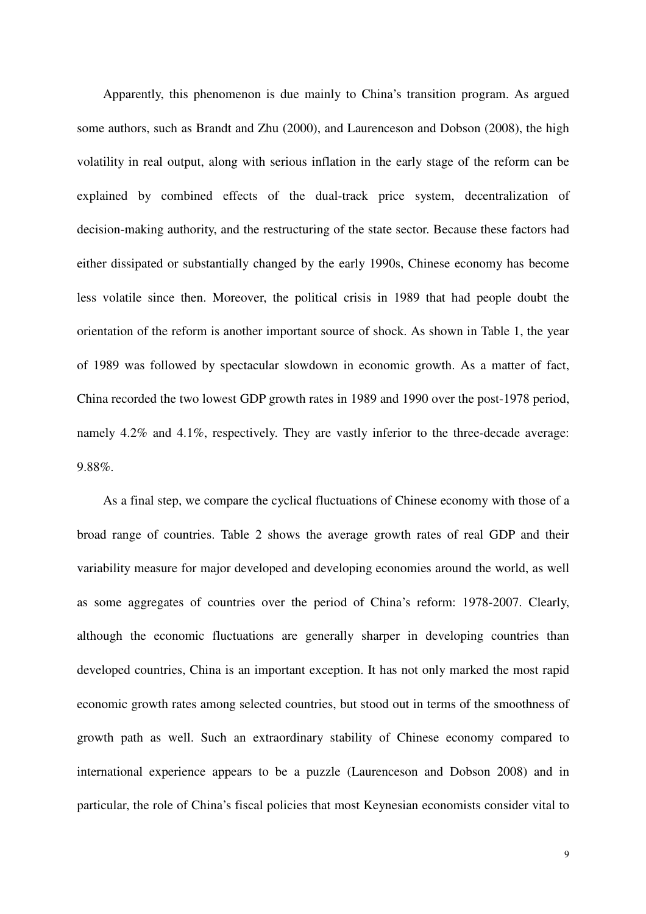Apparently, this phenomenon is due mainly to China's transition program. As argued some authors, such as Brandt and Zhu (2000), and Laurenceson and Dobson (2008), the high volatility in real output, along with serious inflation in the early stage of the reform can be explained by combined effects of the dual-track price system, decentralization of decision-making authority, and the restructuring of the state sector. Because these factors had either dissipated or substantially changed by the early 1990s, Chinese economy has become less volatile since then. Moreover, the political crisis in 1989 that had people doubt the orientation of the reform is another important source of shock. As shown in Table 1, the year of 1989 was followed by spectacular slowdown in economic growth. As a matter of fact, China recorded the two lowest GDP growth rates in 1989 and 1990 over the post-1978 period, namely 4.2% and 4.1%, respectively. They are vastly inferior to the three-decade average: 9.88%.

As a final step, we compare the cyclical fluctuations of Chinese economy with those of a broad range of countries. Table 2 shows the average growth rates of real GDP and their variability measure for major developed and developing economies around the world, as well as some aggregates of countries over the period of China's reform: 1978-2007. Clearly, although the economic fluctuations are generally sharper in developing countries than developed countries, China is an important exception. It has not only marked the most rapid economic growth rates among selected countries, but stood out in terms of the smoothness of growth path as well. Such an extraordinary stability of Chinese economy compared to international experience appears to be a puzzle (Laurenceson and Dobson 2008) and in particular, the role of China's fiscal policies that most Keynesian economists consider vital to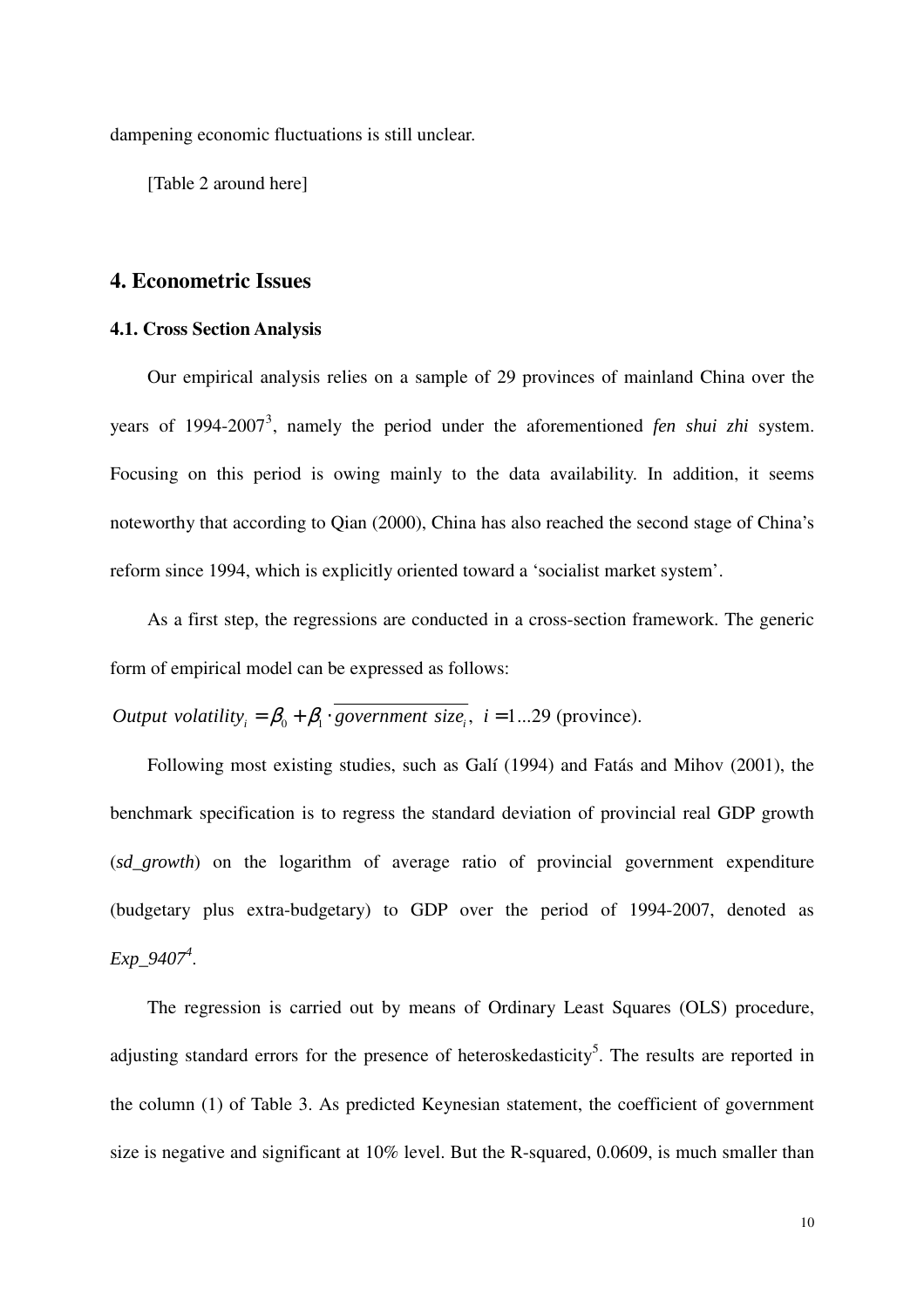dampening economic fluctuations is still unclear.

[Table 2 around here]

## 4. Econometric Issues

### 4.1. Cross Section Analysis

Our empirical analysis relies on a sample of 29 provinces of mainland China over the years of 1994-2007[3], namely the period under the aforementioned *fen shui zhi* system. Focusing on this period is owing mainly to the data availability. In addition, it seems noteworthy that according to Qian (2000), China has also reached the second stage of China's reform since 1994, which is explicitly oriented toward a 'socialist market system'.

As a first step, the regressions are conducted in a cross-section framework. The generic form of empirical model can be expressed as follows:

$$Output\ volatility_i = \beta_0 + \beta_1 \cdot \overline{government\ size_i},\ i = 1...29 \text{ (province).}$$

Following most existing studies, such as Galí (1994) and Fatás and Mihov (2001), the benchmark specification is to regress the standard deviation of provincial real GDP growth (*sd_growth*) on the logarithm of average ratio of provincial government expenditure (budgetary plus extra-budgetary) to GDP over the period of 1994-2007, denoted as *Exp_9407*[4].

The regression is carried out by means of Ordinary Least Squares (OLS) procedure, adjusting standard errors for the presence of heteroskedasticity[5]. The results are reported in the column (1) of Table 3. As predicted Keynesian statement, the coefficient of government size is negative and significant at 10% level. But the R-squared, 0.0609, is much smaller than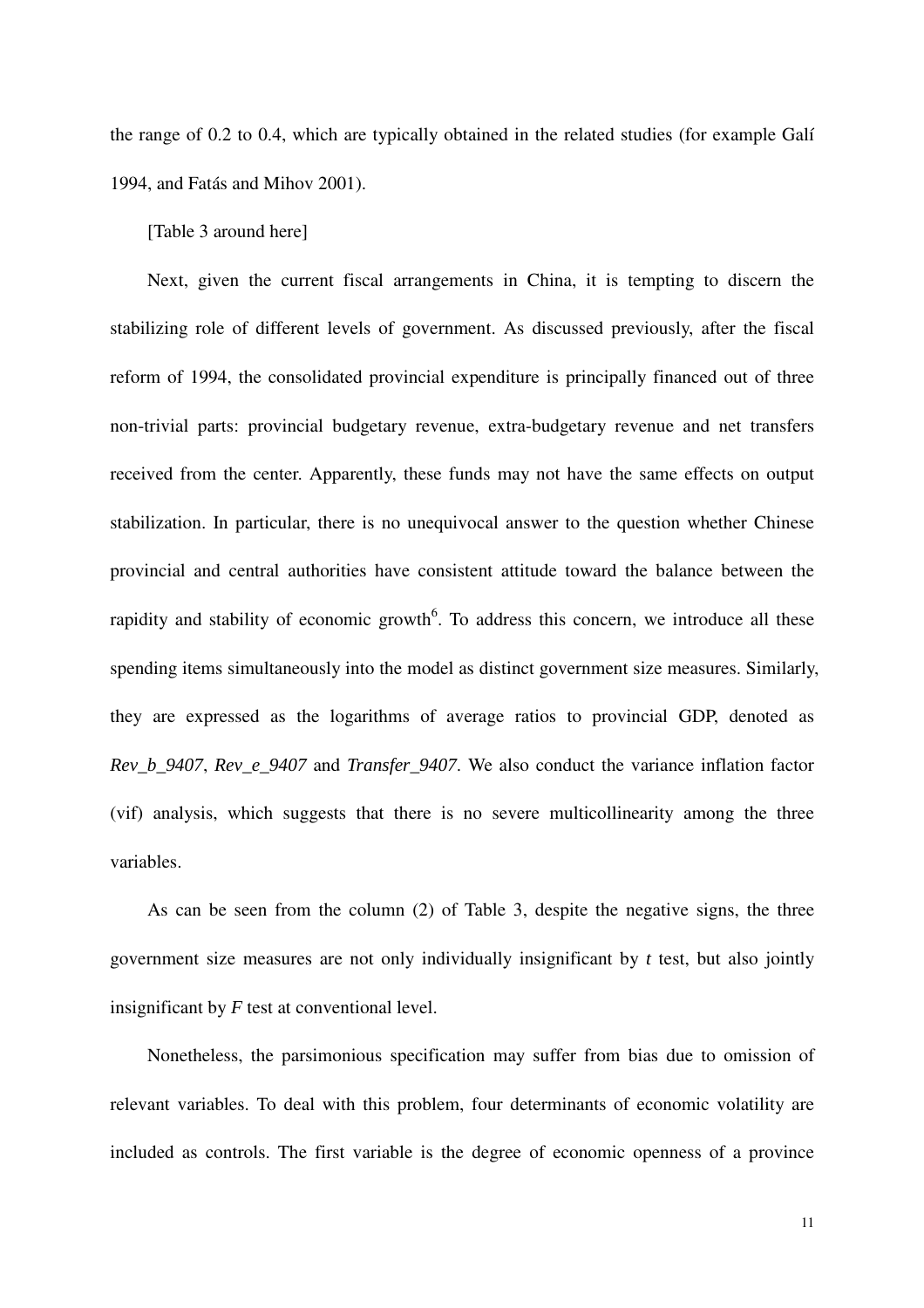the range of 0.2 to 0.4, which are typically obtained in the related studies (for example Galí 1994, and Fatás and Mihov 2001).

[Table 3 around here]

Next, given the current fiscal arrangements in China, it is tempting to discern the stabilizing role of different levels of government. As discussed previously, after the fiscal reform of 1994, the consolidated provincial expenditure is principally financed out of three non-trivial parts: provincial budgetary revenue, extra-budgetary revenue and net transfers received from the center. Apparently, these funds may not have the same effects on output stabilization. In particular, there is no unequivocal answer to the question whether Chinese provincial and central authorities have consistent attitude toward the balance between the rapidity and stability of economic growth[6]. To address this concern, we introduce all these spending items simultaneously into the model as distinct government size measures. Similarly, they are expressed as the logarithms of average ratios to provincial GDP, denoted as *Rev_b_9407*, *Rev_e_9407* and *Transfer_9407*. We also conduct the variance inflation factor (vif) analysis, which suggests that there is no severe multicollinearity among the three variables.

As can be seen from the column (2) of Table 3, despite the negative signs, the three government size measures are not only individually insignificant by $t$ test, but also jointly insignificant by $F$ test at conventional level.

Nonetheless, the parsimonious specification may suffer from bias due to omission of relevant variables. To deal with this problem, four determinants of economic volatility are included as controls. The first variable is the degree of economic openness of a province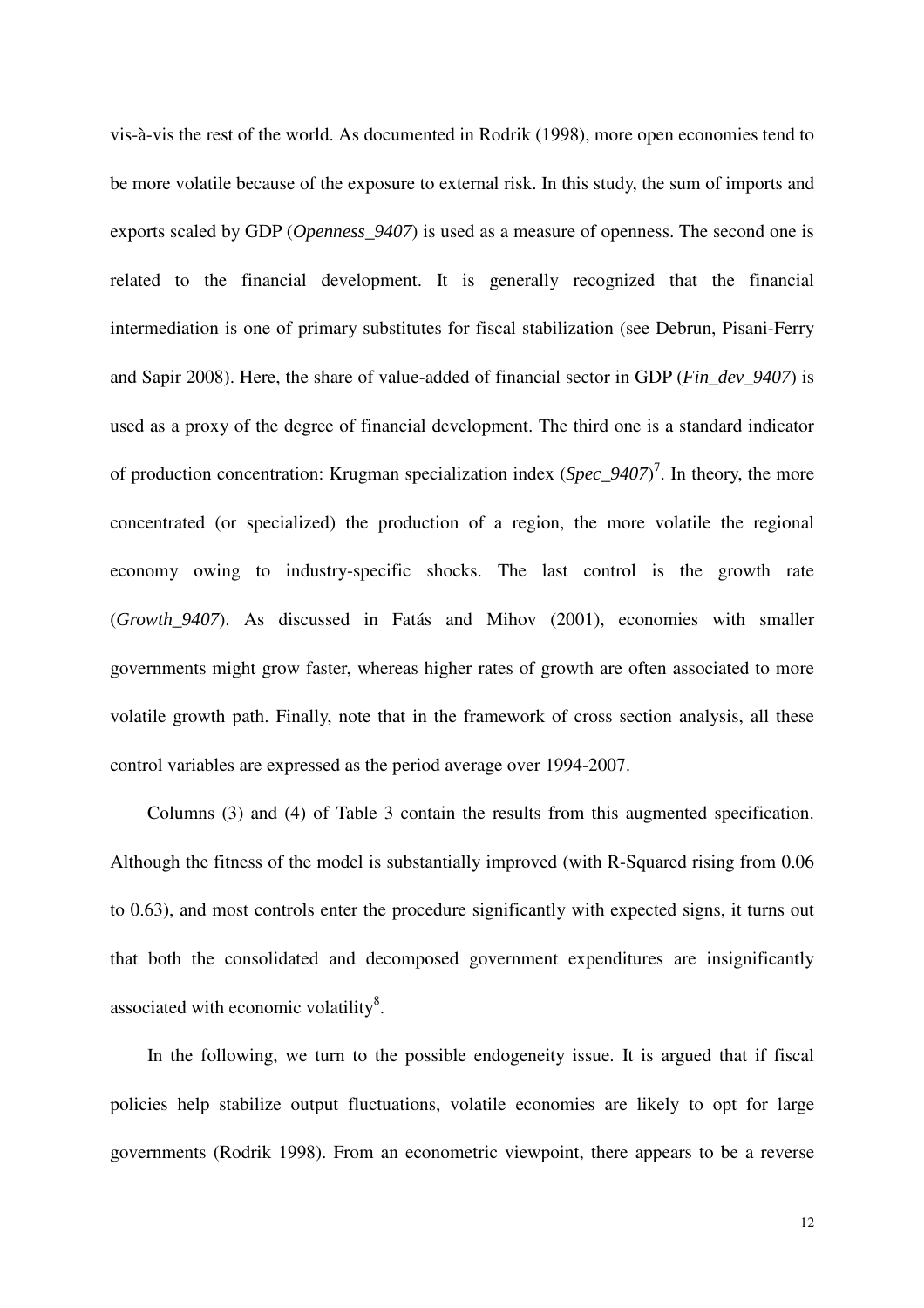vis-à-vis the rest of the world. As documented in Rodrik (1998), more open economies tend to be more volatile because of the exposure to external risk. In this study, the sum of imports and exports scaled by GDP (*Openness_9407*) is used as a measure of openness. The second one is related to the financial development. It is generally recognized that the financial intermediation is one of primary substitutes for fiscal stabilization (see Debrun, Pisani-Ferry and Sapir 2008). Here, the share of value-added of financial sector in GDP (*Fin_dev_9407*) is used as a proxy of the degree of financial development. The third one is a standard indicator of production concentration: Krugman specialization index (*Spec_9407*)[7]. In theory, the more concentrated (or specialized) the production of a region, the more volatile the regional economy owing to industry-specific shocks. The last control is the growth rate (*Growth_9407*). As discussed in Fatás and Mihov (2001), economies with smaller governments might grow faster, whereas higher rates of growth are often associated to more volatile growth path. Finally, note that in the framework of cross section analysis, all these control variables are expressed as the period average over 1994-2007.

Columns (3) and (4) of Table 3 contain the results from this augmented specification. Although the fitness of the model is substantially improved (with R-Squared rising from 0.06 to 0.63), and most controls enter the procedure significantly with expected signs, it turns out that both the consolidated and decomposed government expenditures are insignificantly associated with economic volatility[8].

In the following, we turn to the possible endogeneity issue. It is argued that if fiscal policies help stabilize output fluctuations, volatile economies are likely to opt for large governments (Rodrik 1998). From an econometric viewpoint, there appears to be a reverse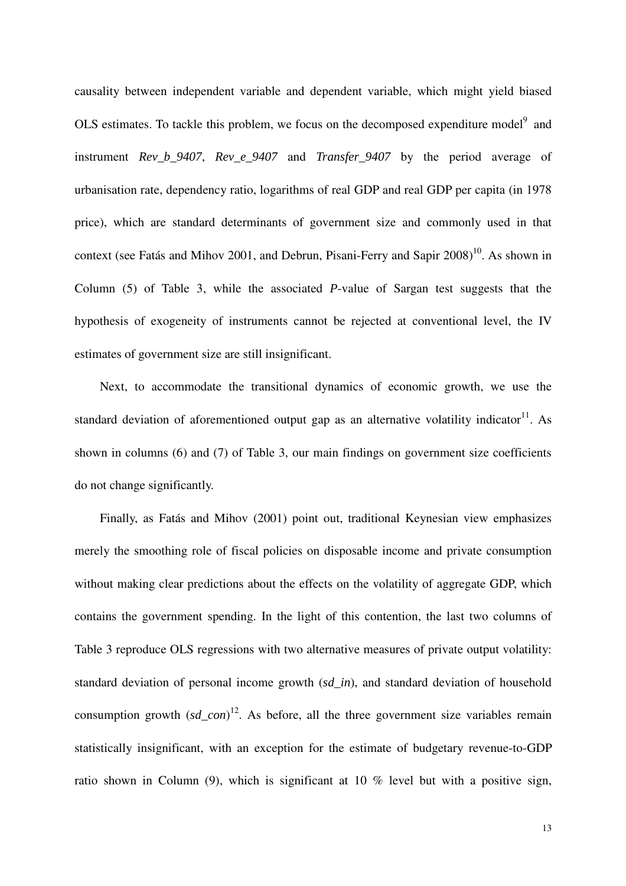causality between independent variable and dependent variable, which might yield biased OLS estimates. To tackle this problem, we focus on the decomposed expenditure model[9] and instrument *Rev_b_9407*, *Rev_e_9407* and *Transfer_9407* by the period average of urbanisation rate, dependency ratio, logarithms of real GDP and real GDP per capita (in 1978 price), which are standard determinants of government size and commonly used in that context (see Fatás and Mihov 2001, and Debrun, Pisani-Ferry and Sapir 2008)[10]. As shown in Column (5) of Table 3, while the associated *P*-value of Sargan test suggests that the hypothesis of exogeneity of instruments cannot be rejected at conventional level, the IV estimates of government size are still insignificant.

Next, to accommodate the transitional dynamics of economic growth, we use the standard deviation of aforementioned output gap as an alternative volatility indicator[11]. As shown in columns (6) and (7) of Table 3, our main findings on government size coefficients do not change significantly.

Finally, as Fatás and Mihov (2001) point out, traditional Keynesian view emphasizes merely the smoothing role of fiscal policies on disposable income and private consumption without making clear predictions about the effects on the volatility of aggregate GDP, which contains the government spending. In the light of this contention, the last two columns of Table 3 reproduce OLS regressions with two alternative measures of private output volatility: standard deviation of personal income growth (*sd_in*), and standard deviation of household consumption growth (*sd_con*)[12]. As before, all the three government size variables remain statistically insignificant, with an exception for the estimate of budgetary revenue-to-GDP ratio shown in Column (9), which is significant at 10 % level but with a positive sign,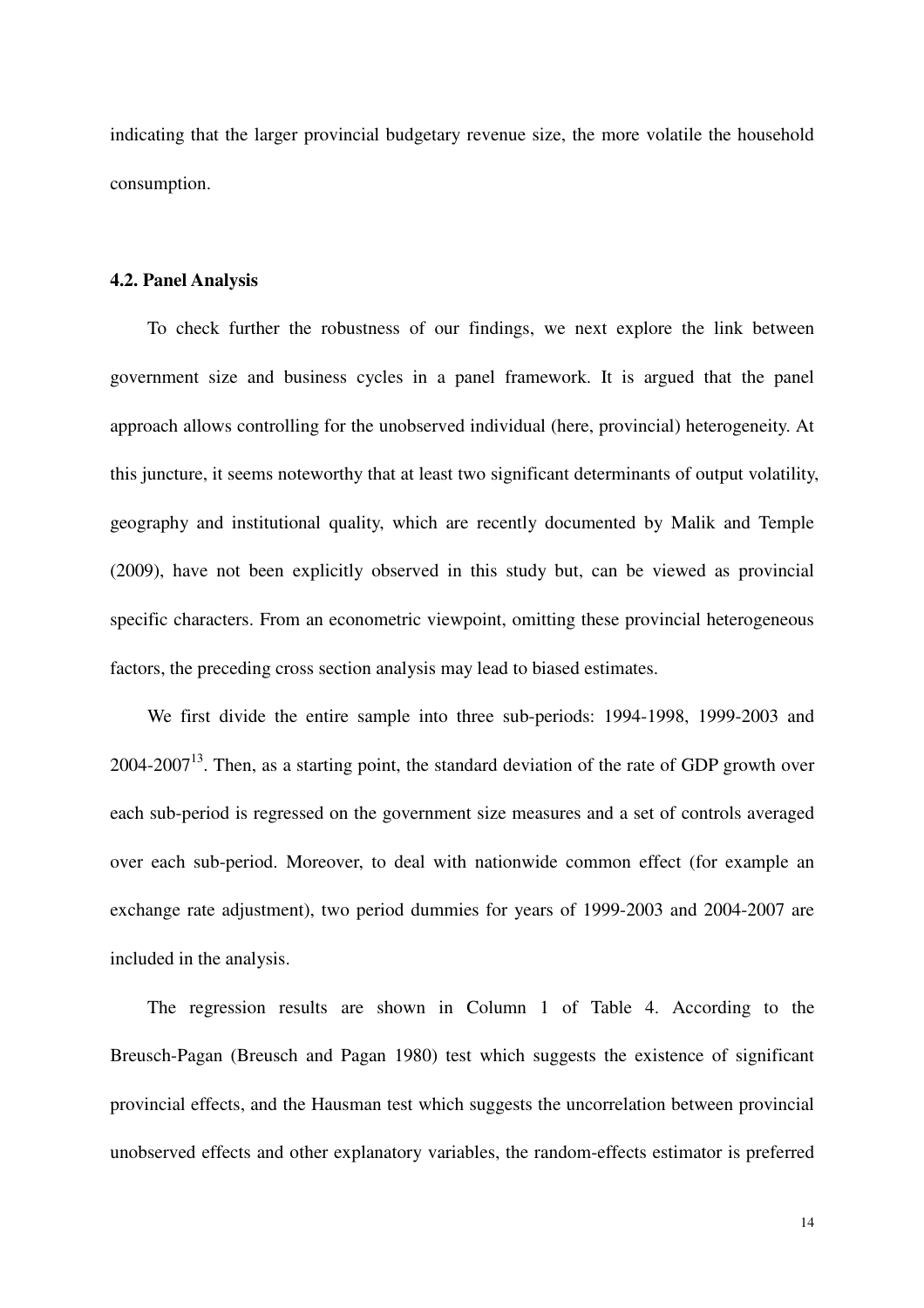indicating that the larger provincial budgetary revenue size, the more volatile the household consumption.

### 4.2. Panel Analysis

To check further the robustness of our findings, we next explore the link between government size and business cycles in a panel framework. It is argued that the panel approach allows controlling for the unobserved individual (here, provincial) heterogeneity. At this juncture, it seems noteworthy that at least two significant determinants of output volatility, geography and institutional quality, which are recently documented by Malik and Temple (2009), have not been explicitly observed in this study but, can be viewed as provincial specific characters. From an econometric viewpoint, omitting these provincial heterogeneous factors, the preceding cross section analysis may lead to biased estimates.

We first divide the entire sample into three sub-periods: 1994-1998, 1999-2003 and 2004-2007[13]. Then, as a starting point, the standard deviation of the rate of GDP growth over each sub-period is regressed on the government size measures and a set of controls averaged over each sub-period. Moreover, to deal with nationwide common effect (for example an exchange rate adjustment), two period dummies for years of 1999-2003 and 2004-2007 are included in the analysis.

The regression results are shown in Column 1 of Table 4. According to the Breusch-Pagan (Breusch and Pagan 1980) test which suggests the existence of significant provincial effects, and the Hausman test which suggests the uncorrelation between provincial unobserved effects and other explanatory variables, the random-effects estimator is preferred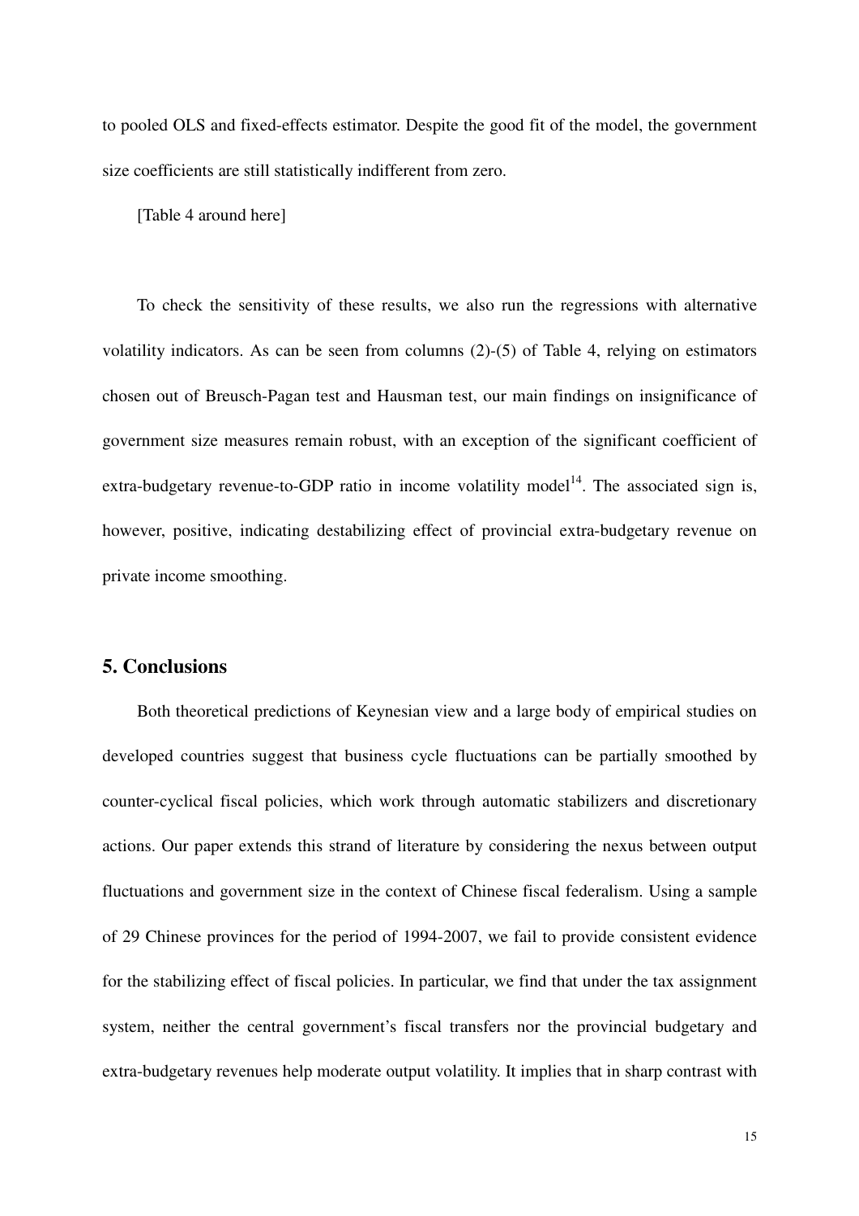to pooled OLS and fixed-effects estimator. Despite the good fit of the model, the government size coefficients are still statistically indifferent from zero.

[Table 4 around here]

To check the sensitivity of these results, we also run the regressions with alternative volatility indicators. As can be seen from columns (2)-(5) of Table 4, relying on estimators chosen out of Breusch-Pagan test and Hausman test, our main findings on insignificance of government size measures remain robust, with an exception of the significant coefficient of extra-budgetary revenue-to-GDP ratio in income volatility model[14]. The associated sign is, however, positive, indicating destabilizing effect of provincial extra-budgetary revenue on private income smoothing.

## 5. Conclusions

Both theoretical predictions of Keynesian view and a large body of empirical studies on developed countries suggest that business cycle fluctuations can be partially smoothed by counter-cyclical fiscal policies, which work through automatic stabilizers and discretionary actions. Our paper extends this strand of literature by considering the nexus between output fluctuations and government size in the context of Chinese fiscal federalism. Using a sample of 29 Chinese provinces for the period of 1994-2007, we fail to provide consistent evidence for the stabilizing effect of fiscal policies. In particular, we find that under the tax assignment system, neither the central government's fiscal transfers nor the provincial budgetary and extra-budgetary revenues help moderate output volatility. It implies that in sharp contrast with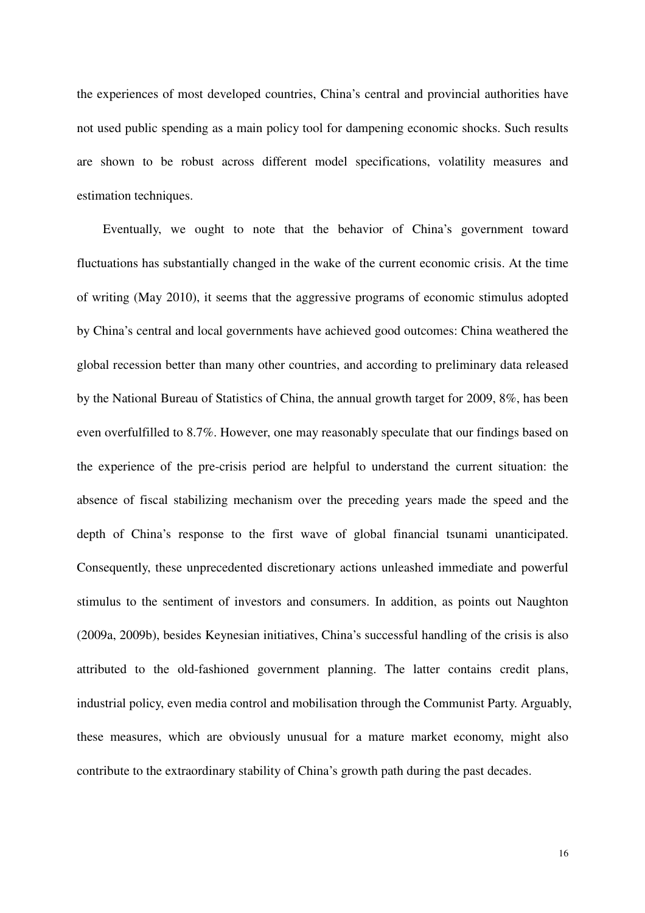the experiences of most developed countries, China's central and provincial authorities have not used public spending as a main policy tool for dampening economic shocks. Such results are shown to be robust across different model specifications, volatility measures and estimation techniques.

Eventually, we ought to note that the behavior of China's government toward fluctuations has substantially changed in the wake of the current economic crisis. At the time of writing (May 2010), it seems that the aggressive programs of economic stimulus adopted by China's central and local governments have achieved good outcomes: China weathered the global recession better than many other countries, and according to preliminary data released by the National Bureau of Statistics of China, the annual growth target for 2009, 8%, has been even overfulfilled to 8.7%. However, one may reasonably speculate that our findings based on the experience of the pre-crisis period are helpful to understand the current situation: the absence of fiscal stabilizing mechanism over the preceding years made the speed and the depth of China's response to the first wave of global financial tsunami unanticipated. Consequently, these unprecedented discretionary actions unleashed immediate and powerful stimulus to the sentiment of investors and consumers. In addition, as points out Naughton (2009a, 2009b), besides Keynesian initiatives, China's successful handling of the crisis is also attributed to the old-fashioned government planning. The latter contains credit plans, industrial policy, even media control and mobilisation through the Communist Party. Arguably, these measures, which are obviously unusual for a mature market economy, might also contribute to the extraordinary stability of China's growth path during the past decades.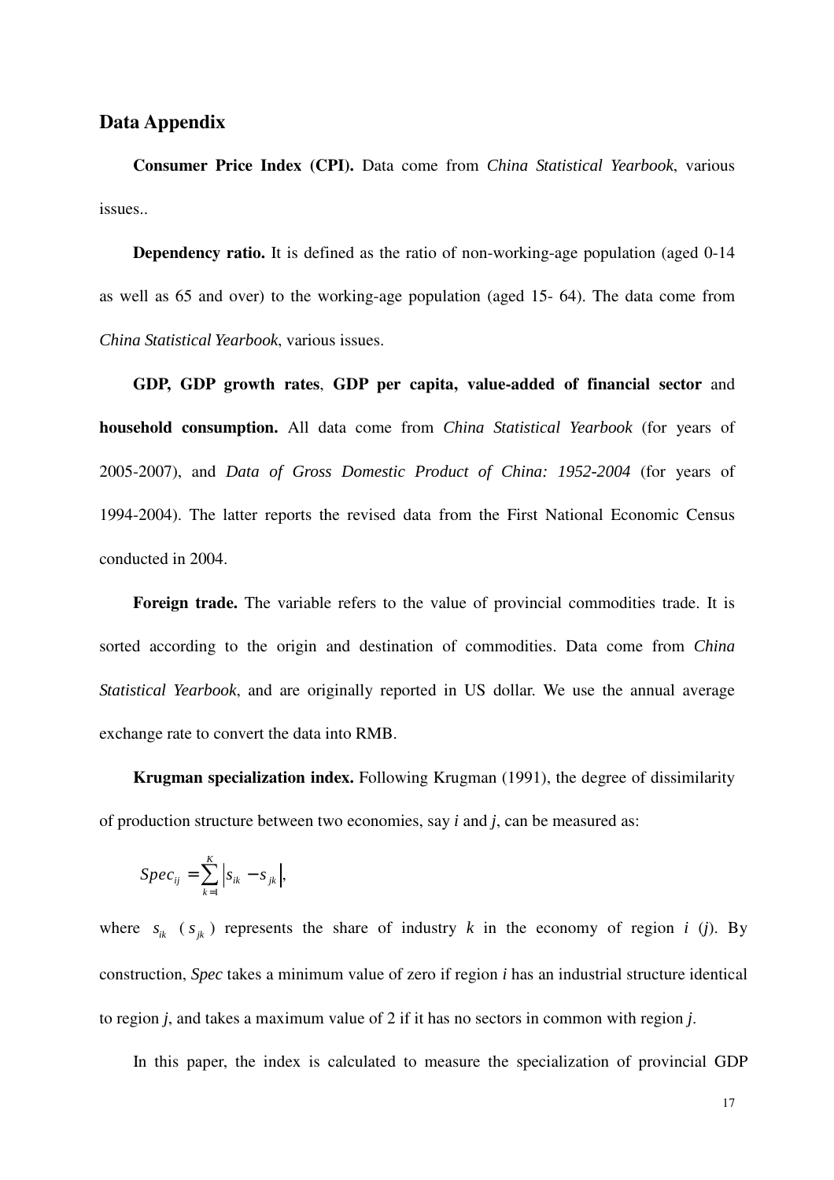## Data Appendix

**Consumer Price Index (CPI).** Data come from *China Statistical Yearbook*, various issues..

**Dependency ratio.** It is defined as the ratio of non-working-age population (aged 0-14 as well as 65 and over) to the working-age population (aged 15- 64). The data come from *China Statistical Yearbook*, various issues.

**GDP, GDP growth rates**, **GDP per capita, value-added of financial sector** and **household consumption.** All data come from *China Statistical Yearbook* (for years of 2005-2007), and *Data of Gross Domestic Product of China: 1952-2004* (for years of 1994-2004). The latter reports the revised data from the First National Economic Census conducted in 2004.

**Foreign trade.** The variable refers to the value of provincial commodities trade. It is sorted according to the origin and destination of commodities. Data come from *China Statistical Yearbook*, and are originally reported in US dollar. We use the annual average exchange rate to convert the data into RMB.

**Krugman specialization index.** Following Krugman (1991), the degree of dissimilarity of production structure between two economies, say *i* and *j*, can be measured as:

$$Spec_{ij} = \sum_{k=1}^{K} \left| s_{ik} - s_{jk} \right|,$$

where $s_{ik}$ ($s_{jk}$) represents the share of industry *k* in the economy of region *i* (*j*). By construction, *Spec* takes a minimum value of zero if region *i* has an industrial structure identical to region *j*, and takes a maximum value of 2 if it has no sectors in common with region *j*.

In this paper, the index is calculated to measure the specialization of provincial GDP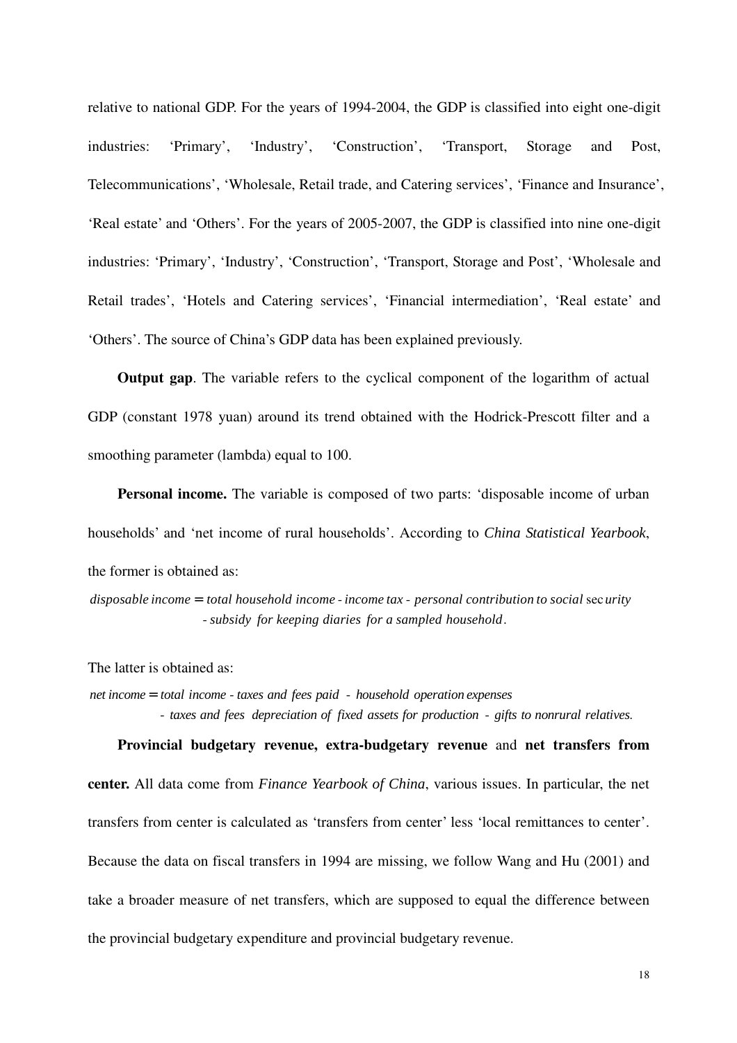relative to national GDP. For the years of 1994-2004, the GDP is classified into eight one-digit industries: 'Primary', 'Industry', 'Construction', 'Transport, Storage and Post, Telecommunications', 'Wholesale, Retail trade, and Catering services', 'Finance and Insurance', 'Real estate' and 'Others'. For the years of 2005-2007, the GDP is classified into nine one-digit industries: 'Primary', 'Industry', 'Construction', 'Transport, Storage and Post', 'Wholesale and Retail trades', 'Hotels and Catering services', 'Financial intermediation', 'Real estate' and 'Others'. The source of China's GDP data has been explained previously.

**Output gap**. The variable refers to the cyclical component of the logarithm of actual GDP (constant 1978 yuan) around its trend obtained with the Hodrick-Prescott filter and a smoothing parameter (lambda) equal to 100.

**Personal income.** The variable is composed of two parts: 'disposable income of urban households' and 'net income of rural households'. According to *China Statistical Yearbook*, the former is obtained as:

$$\begin{aligned} \textit{disposable income} = & \textit{ total household income - income tax - personal contribution to social security} \\ & \textit{- subsidy for keeping diaries for a sampled household}. \end{aligned}$$

The latter is obtained as:

$$\begin{aligned} \textit{net income} = & \textit{ total income - taxes and fees paid - household operation expenses} \\ & \textit{- taxes and fees depreciation of fixed assets for production - gifts to nonrural relatives.} \end{aligned}$$

**Provincial budgetary revenue, extra-budgetary revenue** and **net transfers from center.** All data come from *Finance Yearbook of China*, various issues. In particular, the net transfers from center is calculated as 'transfers from center' less 'local remittances to center'. Because the data on fiscal transfers in 1994 are missing, we follow Wang and Hu (2001) and take a broader measure of net transfers, which are supposed to equal the difference between the provincial budgetary expenditure and provincial budgetary revenue.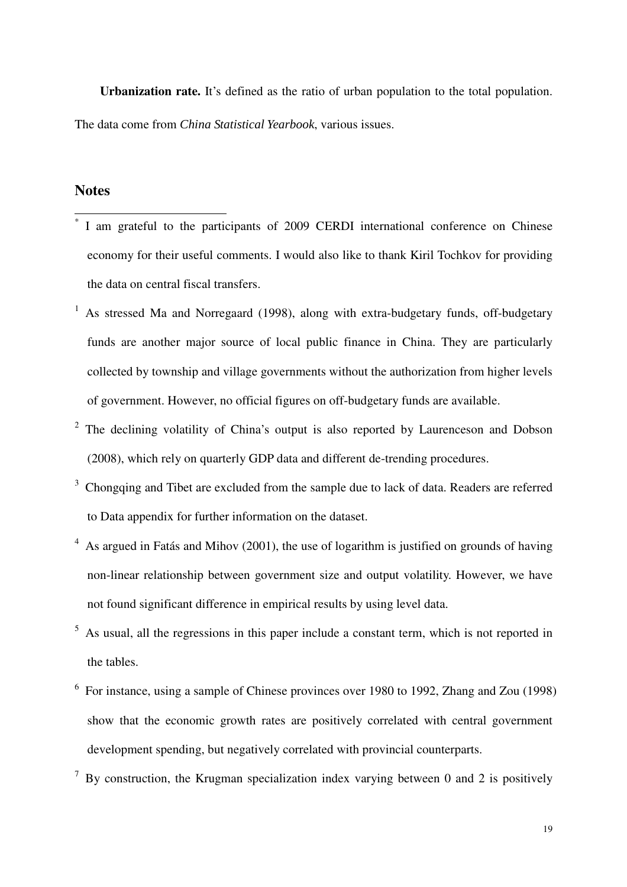**Urbanization rate.** It's defined as the ratio of urban population to the total population. The data come from *China Statistical Yearbook*, various issues.

## Notes

[*] I am grateful to the participants of 2009 CERDI international conference on Chinese economy for their useful comments. I would also like to thank Kiril Tochkov for providing the data on central fiscal transfers.

[1] As stressed Ma and Norregaard (1998), along with extra-budgetary funds, off-budgetary funds are another major source of local public finance in China. They are particularly collected by township and village governments without the authorization from higher levels of government. However, no official figures on off-budgetary funds are available.

[2] The declining volatility of China's output is also reported by Laurenceson and Dobson (2008), which rely on quarterly GDP data and different de-trending procedures.

[3] Chongqing and Tibet are excluded from the sample due to lack of data. Readers are referred to Data appendix for further information on the dataset.

[4] As argued in Fatás and Mihov (2001), the use of logarithm is justified on grounds of having non-linear relationship between government size and output volatility. However, we have not found significant difference in empirical results by using level data.

[5] As usual, all the regressions in this paper include a constant term, which is not reported in the tables.

[6] For instance, using a sample of Chinese provinces over 1980 to 1992, Zhang and Zou (1998) show that the economic growth rates are positively correlated with central government development spending, but negatively correlated with provincial counterparts.

[7] By construction, the Krugman specialization index varying between 0 and 2 is positively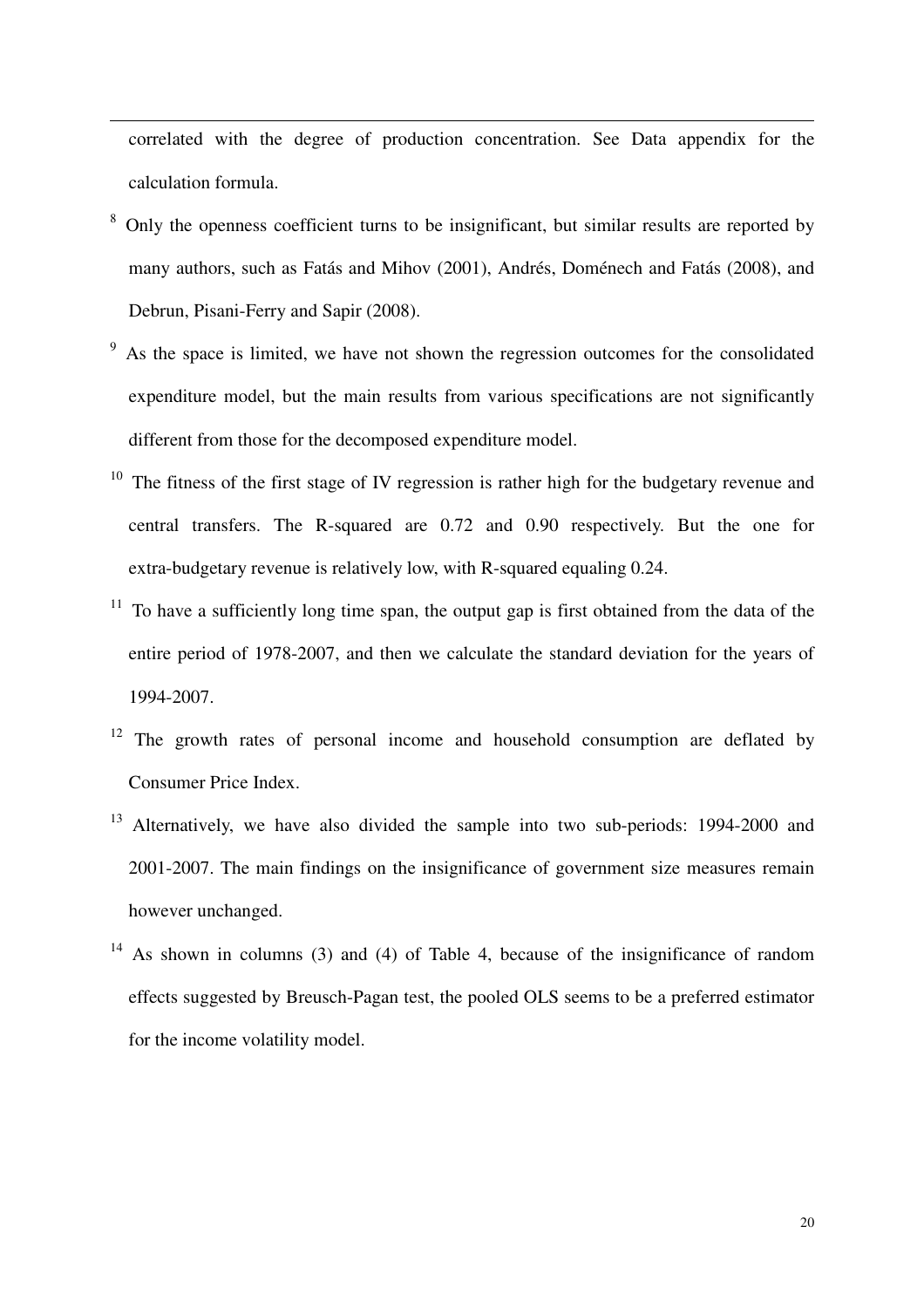correlated with the degree of production concentration. See Data appendix for the calculation formula.

[8] Only the openness coefficient turns to be insignificant, but similar results are reported by many authors, such as Fatás and Mihov (2001), Andrés, Doménech and Fatás (2008), and Debrun, Pisani-Ferry and Sapir (2008).

[9] As the space is limited, we have not shown the regression outcomes for the consolidated expenditure model, but the main results from various specifications are not significantly different from those for the decomposed expenditure model.

[10] The fitness of the first stage of IV regression is rather high for the budgetary revenue and central transfers. The R-squared are 0.72 and 0.90 respectively. But the one for extra-budgetary revenue is relatively low, with R-squared equaling 0.24.

[11] To have a sufficiently long time span, the output gap is first obtained from the data of the entire period of 1978-2007, and then we calculate the standard deviation for the years of 1994-2007.

[12] The growth rates of personal income and household consumption are deflated by Consumer Price Index.

[13] Alternatively, we have also divided the sample into two sub-periods: 1994-2000 and 2001-2007. The main findings on the insignificance of government size measures remain however unchanged.

[14] As shown in columns (3) and (4) of Table 4, because of the insignificance of random effects suggested by Breusch-Pagan test, the pooled OLS seems to be a preferred estimator for the income volatility model.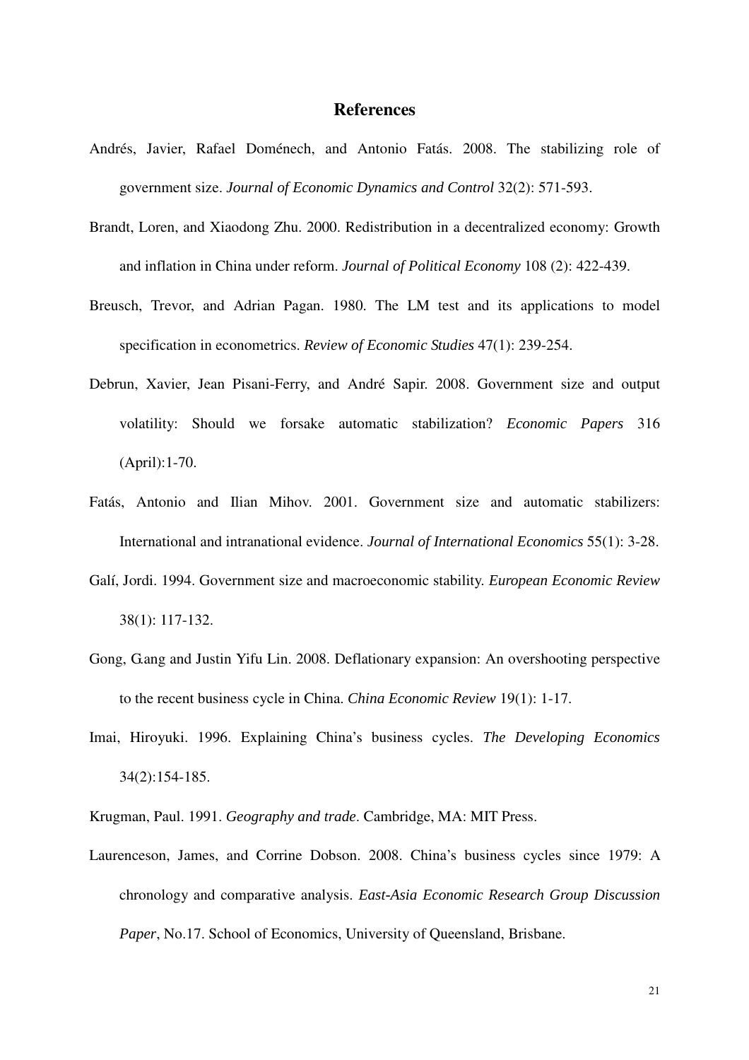# References

Andrés, Javier, Rafael Doménech, and Antonio Fatás. 2008. The stabilizing role of government size. *Journal of Economic Dynamics and Control* 32(2): 571-593.

Brandt, Loren, and Xiaodong Zhu. 2000. Redistribution in a decentralized economy: Growth and inflation in China under reform. *Journal of Political Economy* 108 (2): 422-439.

Breusch, Trevor, and Adrian Pagan. 1980. The LM test and its applications to model specification in econometrics. *Review of Economic Studies* 47(1): 239-254.

Debrun, Xavier, Jean Pisani-Ferry, and André Sapir. 2008. Government size and output volatility: Should we forsake automatic stabilization? *Economic Papers* 316 (April):1-70.

Fatás, Antonio and Ilian Mihov. 2001. Government size and automatic stabilizers: International and intranational evidence. *Journal of International Economics* 55(1): 3-28.

Galí, Jordi. 1994. Government size and macroeconomic stability. *European Economic Review* 38(1): 117-132.

Gong, G.ang and Justin Yifu Lin. 2008. Deflationary expansion: An overshooting perspective to the recent business cycle in China. *China Economic Review* 19(1): 1-17.

Imai, Hiroyuki. 1996. Explaining China's business cycles. *The Developing Economics* 34(2):154-185.

Krugman, Paul. 1991. *Geography and trade*. Cambridge, MA: MIT Press.

Laurenceson, James, and Corrine Dobson. 2008. China's business cycles since 1979: A chronology and comparative analysis. *East-Asia Economic Research Group Discussion Paper*, No.17. School of Economics, University of Queensland, Brisbane.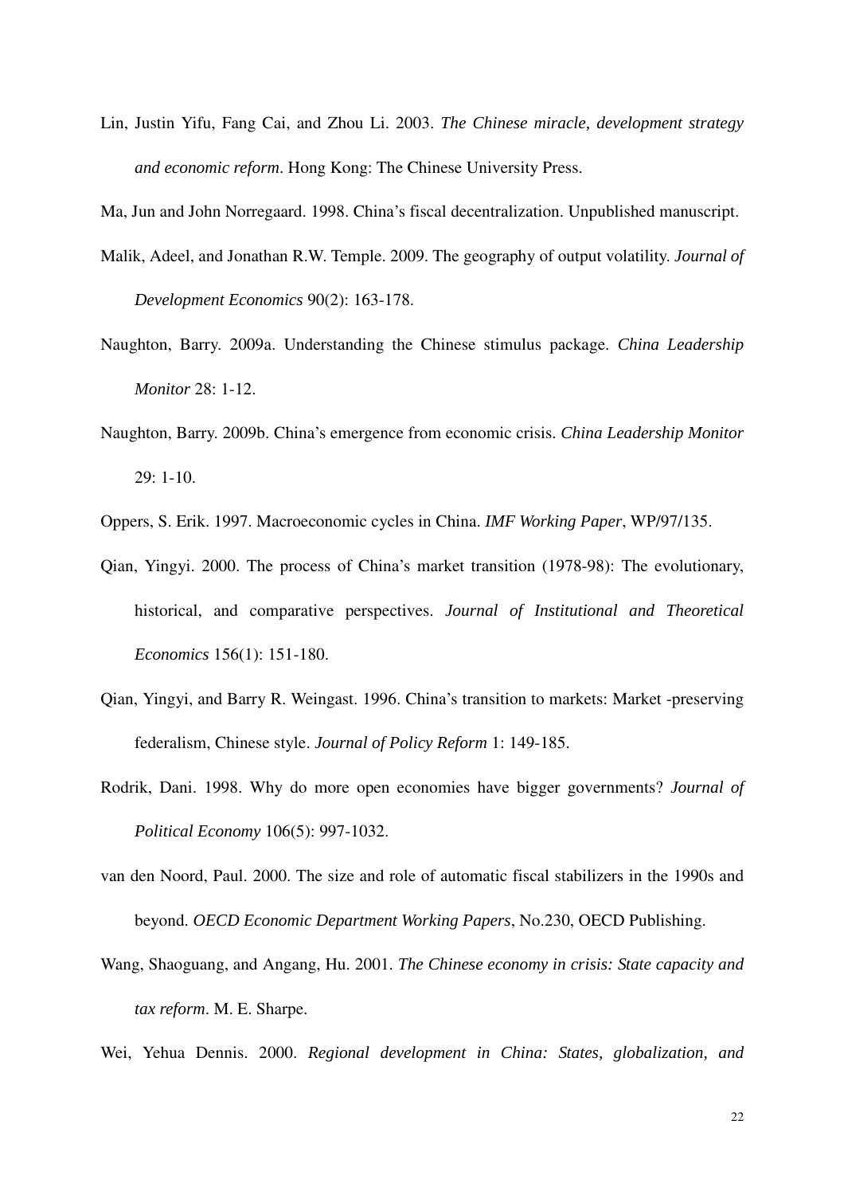Lin, Justin Yifu, Fang Cai, and Zhou Li. 2003. *The Chinese miracle, development strategy and economic reform*. Hong Kong: The Chinese University Press.

Ma, Jun and John Norregaard. 1998. China's fiscal decentralization. Unpublished manuscript.

Malik, Adeel, and Jonathan R.W. Temple. 2009. The geography of output volatility. *Journal of Development Economics* 90(2): 163-178.

Naughton, Barry. 2009a. Understanding the Chinese stimulus package. *China Leadership Monitor* 28: 1-12.

Naughton, Barry. 2009b. China's emergence from economic crisis. *China Leadership Monitor* 29: 1-10.

Oppers, S. Erik. 1997. Macroeconomic cycles in China. *IMF Working Paper*, WP/97/135.

Qian, Yingyi. 2000. The process of China's market transition (1978-98): The evolutionary, historical, and comparative perspectives. *Journal of Institutional and Theoretical Economics* 156(1): 151-180.

Qian, Yingyi, and Barry R. Weingast. 1996. China's transition to markets: Market -preserving federalism, Chinese style. *Journal of Policy Reform* 1: 149-185.

Rodrik, Dani. 1998. Why do more open economies have bigger governments? *Journal of Political Economy* 106(5): 997-1032.

van den Noord, Paul. 2000. The size and role of automatic fiscal stabilizers in the 1990s and beyond. *OECD Economic Department Working Papers*, No.230, OECD Publishing.

Wang, Shaoguang, and Angang, Hu. 2001. *The Chinese economy in crisis: State capacity and tax reform*. M. E. Sharpe.

Wei, Yehua Dennis. 2000. *Regional development in China: States, globalization, and*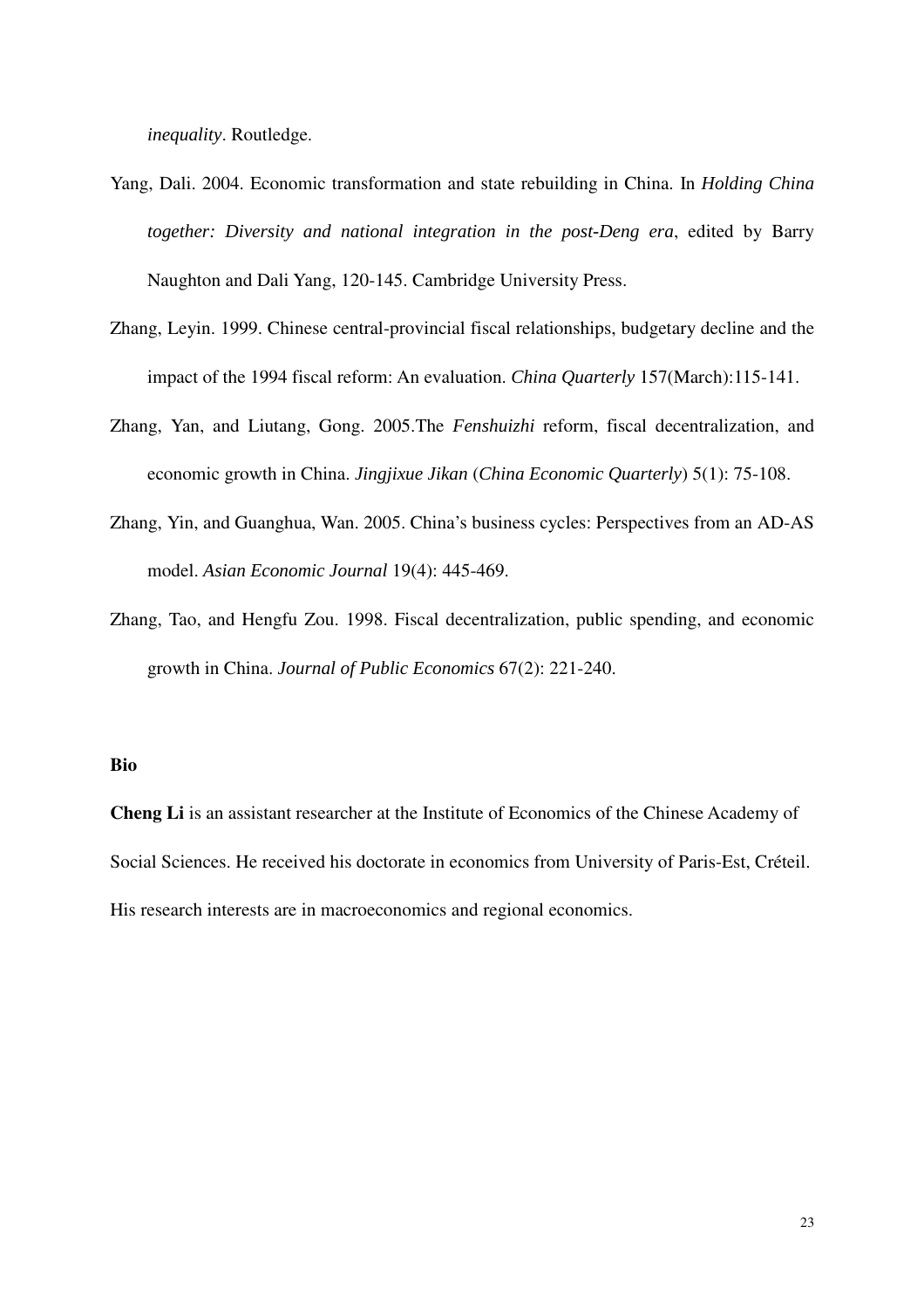*inequality*. Routledge.

Yang, Dali. 2004. Economic transformation and state rebuilding in China. In *Holding China together: Diversity and national integration in the post-Deng era*, edited by Barry Naughton and Dali Yang, 120-145. Cambridge University Press.

Zhang, Leyin. 1999. Chinese central-provincial fiscal relationships, budgetary decline and the impact of the 1994 fiscal reform: An evaluation. *China Quarterly* 157(March):115-141.

Zhang, Yan, and Liutang, Gong. 2005.The *Fenshuizhi* reform, fiscal decentralization, and economic growth in China. *Jingjixue Jikan* (*China Economic Quarterly*) 5(1): 75-108.

Zhang, Yin, and Guanghua, Wan. 2005. China's business cycles: Perspectives from an AD-AS model. *Asian Economic Journal* 19(4): 445-469.

Zhang, Tao, and Hengfu Zou. 1998. Fiscal decentralization, public spending, and economic growth in China. *Journal of Public Economics* 67(2): 221-240.

**Bio**

**Cheng Li** is an assistant researcher at the Institute of Economics of the Chinese Academy of Social Sciences. He received his doctorate in economics from University of Paris-Est, Créteil. His research interests are in macroeconomics and regional economics.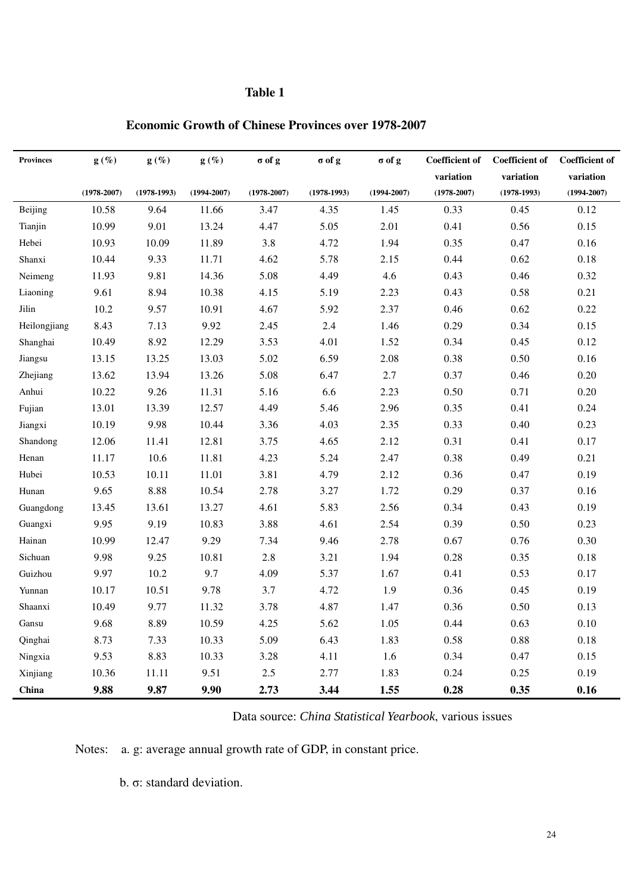# Table 1

## Economic Growth of Chinese Provinces over 1978-2007

| Provinces | g (%) (1978-2007) | g (%) (1978-1993) | g (%) (1994-2007) | σ of g (1978-2007) | σ of g (1978-1993) | σ of g (1994-2007) | Coefficient of variation (1978-2007) | Coefficient of variation (1978-1993) | Coefficient of variation (1994-2007) |
|---|---|---|---|---|---|---|---|---|---|
| Beijing | 10.58 | 9.64 | 11.66 | 3.47 | 4.35 | 1.45 | 0.33 | 0.45 | 0.12 |
| Tianjin | 10.99 | 9.01 | 13.24 | 4.47 | 5.05 | 2.01 | 0.41 | 0.56 | 0.15 |
| Hebei | 10.93 | 10.09 | 11.89 | 3.8 | 4.72 | 1.94 | 0.35 | 0.47 | 0.16 |
| Shanxi | 10.44 | 9.33 | 11.71 | 4.62 | 5.78 | 2.15 | 0.44 | 0.62 | 0.18 |
| Neimeng | 11.93 | 9.81 | 14.36 | 5.08 | 4.49 | 4.6 | 0.43 | 0.46 | 0.32 |
| Liaoning | 9.61 | 8.94 | 10.38 | 4.15 | 5.19 | 2.23 | 0.43 | 0.58 | 0.21 |
| Jilin | 10.2 | 9.57 | 10.91 | 4.67 | 5.92 | 2.37 | 0.46 | 0.62 | 0.22 |
| Heilongjiang | 8.43 | 7.13 | 9.92 | 2.45 | 2.4 | 1.46 | 0.29 | 0.34 | 0.15 |
| Shanghai | 10.49 | 8.92 | 12.29 | 3.53 | 4.01 | 1.52 | 0.34 | 0.45 | 0.12 |
| Jiangsu | 13.15 | 13.25 | 13.03 | 5.02 | 6.59 | 2.08 | 0.38 | 0.50 | 0.16 |
| Zhejiang | 13.62 | 13.94 | 13.26 | 5.08 | 6.47 | 2.7 | 0.37 | 0.46 | 0.20 |
| Anhui | 10.22 | 9.26 | 11.31 | 5.16 | 6.6 | 2.23 | 0.50 | 0.71 | 0.20 |
| Fujian | 13.01 | 13.39 | 12.57 | 4.49 | 5.46 | 2.96 | 0.35 | 0.41 | 0.24 |
| Jiangxi | 10.19 | 9.98 | 10.44 | 3.36 | 4.03 | 2.35 | 0.33 | 0.40 | 0.23 |
| Shandong | 12.06 | 11.41 | 12.81 | 3.75 | 4.65 | 2.12 | 0.31 | 0.41 | 0.17 |
| Henan | 11.17 | 10.6 | 11.81 | 4.23 | 5.24 | 2.47 | 0.38 | 0.49 | 0.21 |
| Hubei | 10.53 | 10.11 | 11.01 | 3.81 | 4.79 | 2.12 | 0.36 | 0.47 | 0.19 |
| Hunan | 9.65 | 8.88 | 10.54 | 2.78 | 3.27 | 1.72 | 0.29 | 0.37 | 0.16 |
| Guangdong | 13.45 | 13.61 | 13.27 | 4.61 | 5.83 | 2.56 | 0.34 | 0.43 | 0.19 |
| Guangxi | 9.95 | 9.19 | 10.83 | 3.88 | 4.61 | 2.54 | 0.39 | 0.50 | 0.23 |
| Hainan | 10.99 | 12.47 | 9.29 | 7.34 | 9.46 | 2.78 | 0.67 | 0.76 | 0.30 |
| Sichuan | 9.98 | 9.25 | 10.81 | 2.8 | 3.21 | 1.94 | 0.28 | 0.35 | 0.18 |
| Guizhou | 9.97 | 10.2 | 9.7 | 4.09 | 5.37 | 1.67 | 0.41 | 0.53 | 0.17 |
| Yunnan | 10.17 | 10.51 | 9.78 | 3.7 | 4.72 | 1.9 | 0.36 | 0.45 | 0.19 |
| Shaanxi | 10.49 | 9.77 | 11.32 | 3.78 | 4.87 | 1.47 | 0.36 | 0.50 | 0.13 |
| Gansu | 9.68 | 8.89 | 10.59 | 4.25 | 5.62 | 1.05 | 0.44 | 0.63 | 0.10 |
| Qinghai | 8.73 | 7.33 | 10.33 | 5.09 | 6.43 | 1.83 | 0.58 | 0.88 | 0.18 |
| Ningxia | 9.53 | 8.83 | 10.33 | 3.28 | 4.11 | 1.6 | 0.34 | 0.47 | 0.15 |
| Xinjiang | 10.36 | 11.11 | 9.51 | 2.5 | 2.77 | 1.83 | 0.24 | 0.25 | 0.19 |
| **China** | **9.88** | **9.87** | **9.90** | **2.73** | **3.44** | **1.55** | **0.28** | **0.35** | **0.16** |

Data source: *China Statistical Yearbook*, various issues

Notes: a. g: average annual growth rate of GDP, in constant price.

b. σ: standard deviation.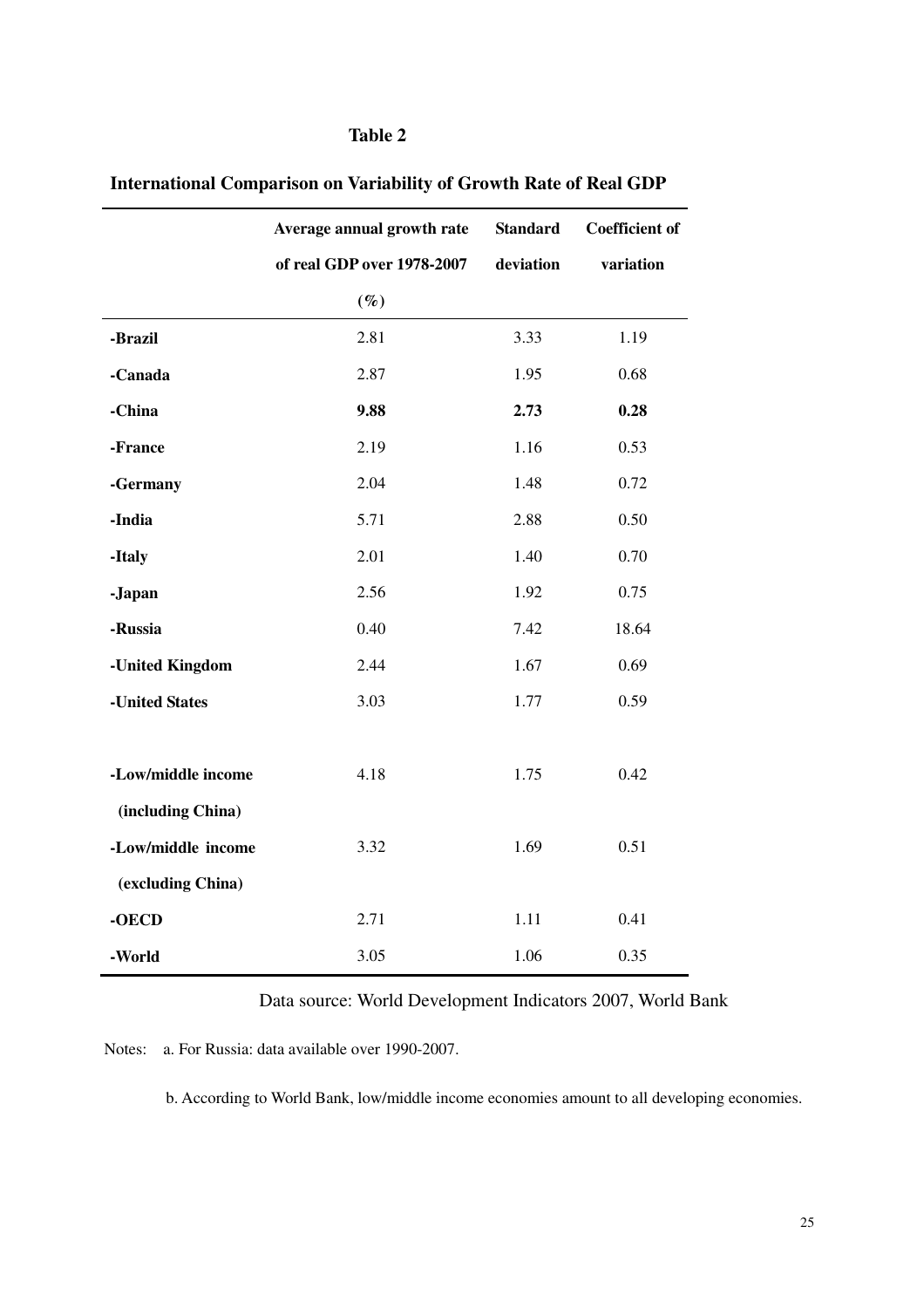**Table 2**

**International Comparison on Variability of Growth Rate of Real GDP**

| | **Average annual growth rate of real GDP over 1978-2007 (%)** | **Standard deviation** | **Coefficient of variation** |
|---|---|---|---|
| **-Brazil** | 2.81 | 3.33 | 1.19 |
| **-Canada** | 2.87 | 1.95 | 0.68 |
| **-China** | **9.88** | **2.73** | **0.28** |
| **-France** | 2.19 | 1.16 | 0.53 |
| **-Germany** | 2.04 | 1.48 | 0.72 |
| **-India** | 5.71 | 2.88 | 0.50 |
| **-Italy** | 2.01 | 1.40 | 0.70 |
| **-Japan** | 2.56 | 1.92 | 0.75 |
| **-Russia** | 0.40 | 7.42 | 18.64 |
| **-United Kingdom** | 2.44 | 1.67 | 0.69 |
| **-United States** | 3.03 | 1.77 | 0.59 |
| | | | |
| **-Low/middle income (including China)** | 4.18 | 1.75 | 0.42 |
| **-Low/middle income (excluding China)** | 3.32 | 1.69 | 0.51 |
| **-OECD** | 2.71 | 1.11 | 0.41 |
| **-World** | 3.05 | 1.06 | 0.35 |

Data source: World Development Indicators 2007, World Bank

Notes: a. For Russia: data available over 1990-2007.

b. According to World Bank, low/middle income economies amount to all developing economies.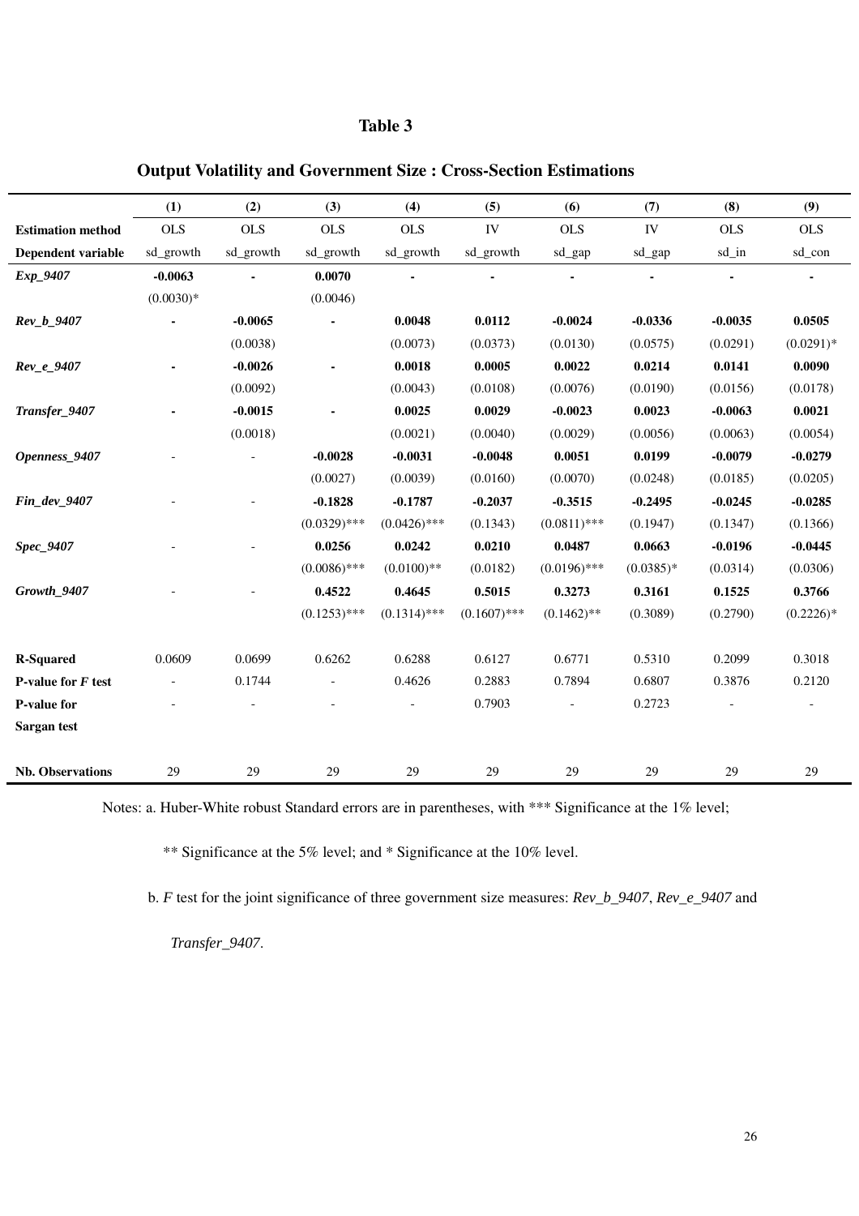**Table 3**

**Output Volatility and Government Size : Cross-Section Estimations**

| | (1) | (2) | (3) | (4) | (5) | (6) | (7) | (8) | (9) |
|---|---|---|---|---|---|---|---|---|---|
| **Estimation method** | OLS | OLS | OLS | OLS | IV | OLS | IV | OLS | OLS |
| **Dependent variable** | sd_growth | sd_growth | sd_growth | sd_growth | sd_growth | sd_gap | sd_gap | sd_in | sd_con |
| ***Exp_9407*** | **-0.0063** | **-** | **0.0070** | **-** | **-** | **-** | **-** | **-** | **-** |
| | (0.0030)* | | (0.0046) | | | | | | |
| ***Rev_b_9407*** | **-** | **-0.0065** | **-** | **0.0048** | **0.0112** | **-0.0024** | **-0.0336** | **-0.0035** | **0.0505** |
| | | (0.0038) | | (0.0073) | (0.0373) | (0.0130) | (0.0575) | (0.0291) | (0.0291)* |
| ***Rev_e_9407*** | **-** | **-0.0026** | **-** | **0.0018** | **0.0005** | **0.0022** | **0.0214** | **0.0141** | **0.0090** |
| | | (0.0092) | | (0.0043) | (0.0108) | (0.0076) | (0.0190) | (0.0156) | (0.0178) |
| ***Transfer_9407*** | **-** | **-0.0015** | **-** | **0.0025** | **0.0029** | **-0.0023** | **0.0023** | **-0.0063** | **0.0021** |
| | | (0.0018) | | (0.0021) | (0.0040) | (0.0029) | (0.0056) | (0.0063) | (0.0054) |
| ***Openness_9407*** | - | - | **-0.0028** | **-0.0031** | **-0.0048** | **0.0051** | **0.0199** | **-0.0079** | **-0.0279** |
| | | | (0.0027) | (0.0039) | (0.0160) | (0.0070) | (0.0248) | (0.0185) | (0.0205) |
| ***Fin_dev_9407*** | - | - | **-0.1828** | **-0.1787** | **-0.2037** | **-0.3515** | **-0.2495** | **-0.0245** | **-0.0285** |
| | | | (0.0329)*** | (0.0426)*** | (0.1343) | (0.0811)*** | (0.1947) | (0.1347) | (0.1366) |
| ***Spec_9407*** | - | - | **0.0256** | **0.0242** | **0.0210** | **0.0487** | **0.0663** | **-0.0196** | **-0.0445** |
| | | | (0.0086)*** | (0.0100)** | (0.0182) | (0.0196)*** | (0.0385)* | (0.0314) | (0.0306) |
| ***Growth_9407*** | - | - | **0.4522** | **0.4645** | **0.5015** | **0.3273** | **0.3161** | **0.1525** | **0.3766** |
| | | | (0.1253)*** | (0.1314)*** | (0.1607)*** | (0.1462)** | (0.3089) | (0.2790) | (0.2226)* |
| **R-Squared** | 0.0609 | 0.0699 | 0.6262 | 0.6288 | 0.6127 | 0.6771 | 0.5310 | 0.2099 | 0.3018 |
| **P-value for *F* test** | - | 0.1744 | - | 0.4626 | 0.2883 | 0.7894 | 0.6807 | 0.3876 | 0.2120 |
| **P-value for Sargan test** | - | - | - | - | 0.7903 | - | 0.2723 | - | - |
| **Nb. Observations** | 29 | 29 | 29 | 29 | 29 | 29 | 29 | 29 | 29 |

Notes: a. Huber-White robust Standard errors are in parentheses, with *** Significance at the 1% level; ** Significance at the 5% level; and * Significance at the 10% level.

b. *F* test for the joint significance of three government size measures: *Rev_b_9407*, *Rev_e_9407* and *Transfer_9407*.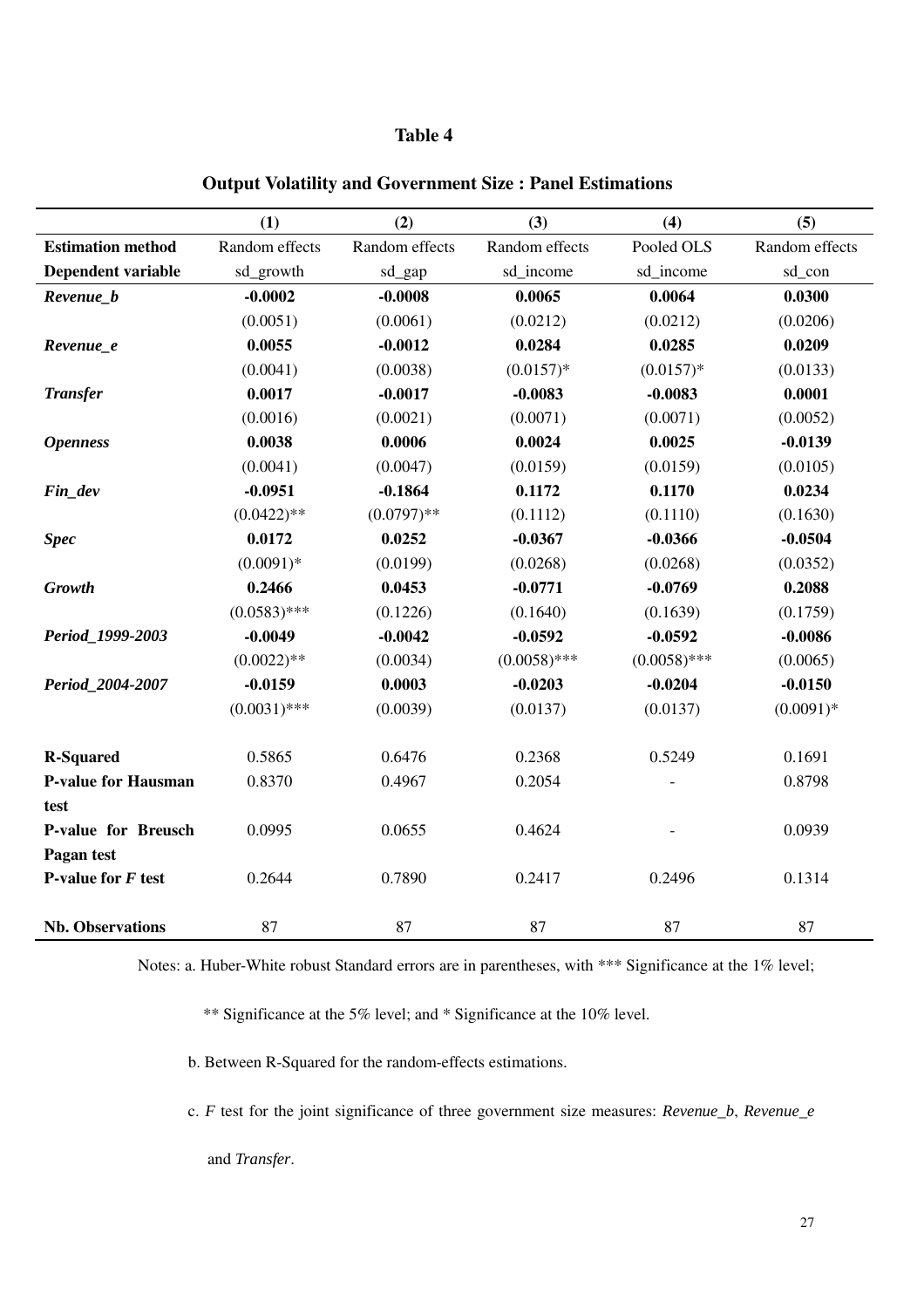**Table 4**

**Output Volatility and Government Size : Panel Estimations**

| | **(1)** | **(2)** | **(3)** | **(4)** | **(5)** |
|---|---|---|---|---|---|
| **Estimation method** | Random effects | Random effects | Random effects | Pooled OLS | Random effects |
| **Dependent variable** | sd_growth | sd_gap | sd_income | sd_income | sd_con |
| ***Revenue_b*** | **-0.0002** | **-0.0008** | **0.0065** | **0.0064** | **0.0300** |
| | (0.0051) | (0.0061) | (0.0212) | (0.0212) | (0.0206) |
| ***Revenue_e*** | **0.0055** | **-0.0012** | **0.0284** | **0.0285** | **0.0209** |
| | (0.0041) | (0.0038) | (0.0157)* | (0.0157)* | (0.0133) |
| ***Transfer*** | **0.0017** | **-0.0017** | **-0.0083** | **-0.0083** | **0.0001** |
| | (0.0016) | (0.0021) | (0.0071) | (0.0071) | (0.0052) |
| ***Openness*** | **0.0038** | **0.0006** | **0.0024** | **0.0025** | **-0.0139** |
| | (0.0041) | (0.0047) | (0.0159) | (0.0159) | (0.0105) |
| ***Fin_dev*** | **-0.0951** | **-0.1864** | **0.1172** | **0.1170** | **0.0234** |
| | (0.0422)** | (0.0797)** | (0.1112) | (0.1110) | (0.1630) |
| ***Spec*** | **0.0172** | **0.0252** | **-0.0367** | **-0.0366** | **-0.0504** |
| | (0.0091)* | (0.0199) | (0.0268) | (0.0268) | (0.0352) |
| ***Growth*** | **0.2466** | **0.0453** | **-0.0771** | **-0.0769** | **0.2088** |
| | (0.0583)*** | (0.1226) | (0.1640) | (0.1639) | (0.1759) |
| ***Period_1999-2003*** | **-0.0049** | **-0.0042** | **-0.0592** | **-0.0592** | **-0.0086** |
| | (0.0022)** | (0.0034) | (0.0058)*** | (0.0058)*** | (0.0065) |
| ***Period_2004-2007*** | **-0.0159** | **0.0003** | **-0.0203** | **-0.0204** | **-0.0150** |
| | (0.0031)*** | (0.0039) | (0.0137) | (0.0137) | (0.0091)* |
| **R-Squared** | 0.5865 | 0.6476 | 0.2368 | 0.5249 | 0.1691 |
| **P-value for Hausman test** | 0.8370 | 0.4967 | 0.2054 | - | 0.8798 |
| **P-value for Breusch Pagan test** | 0.0995 | 0.0655 | 0.4624 | - | 0.0939 |
| **P-value for *F* test** | 0.2644 | 0.7890 | 0.2417 | 0.2496 | 0.1314 |
| **Nb. Observations** | 87 | 87 | 87 | 87 | 87 |

Notes: a. Huber-White robust Standard errors are in parentheses, with *** Significance at the 1% level; ** Significance at the 5% level; and * Significance at the 10% level.

b. Between R-Squared for the random-effects estimations.

c. *F* test for the joint significance of three government size measures: *Revenue_b*, *Revenue_e* and *Transfer*.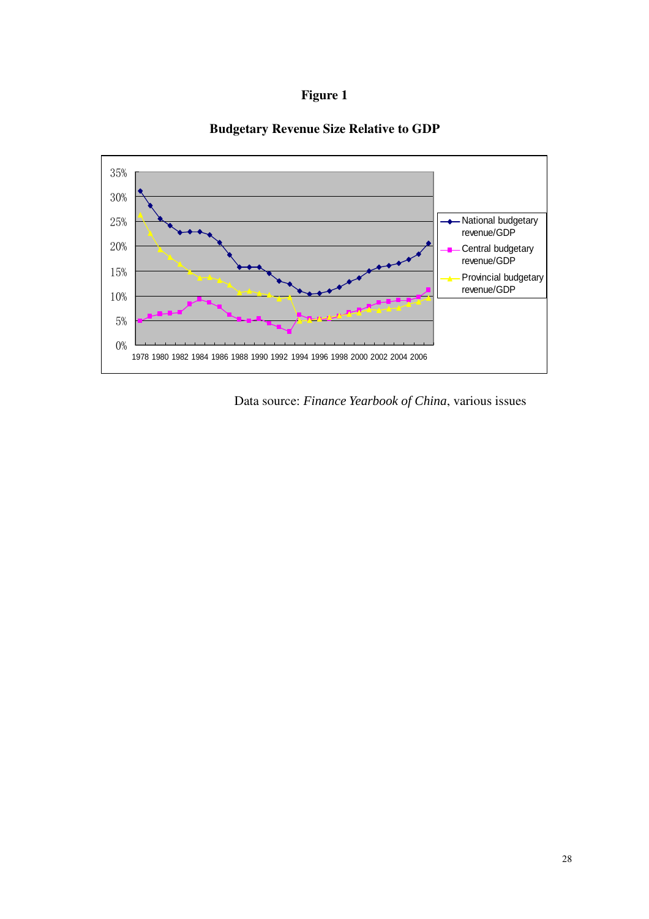**Figure 1**

**Budgetary Revenue Size Relative to GDP**

Data source: *Finance Yearbook of China*, various issues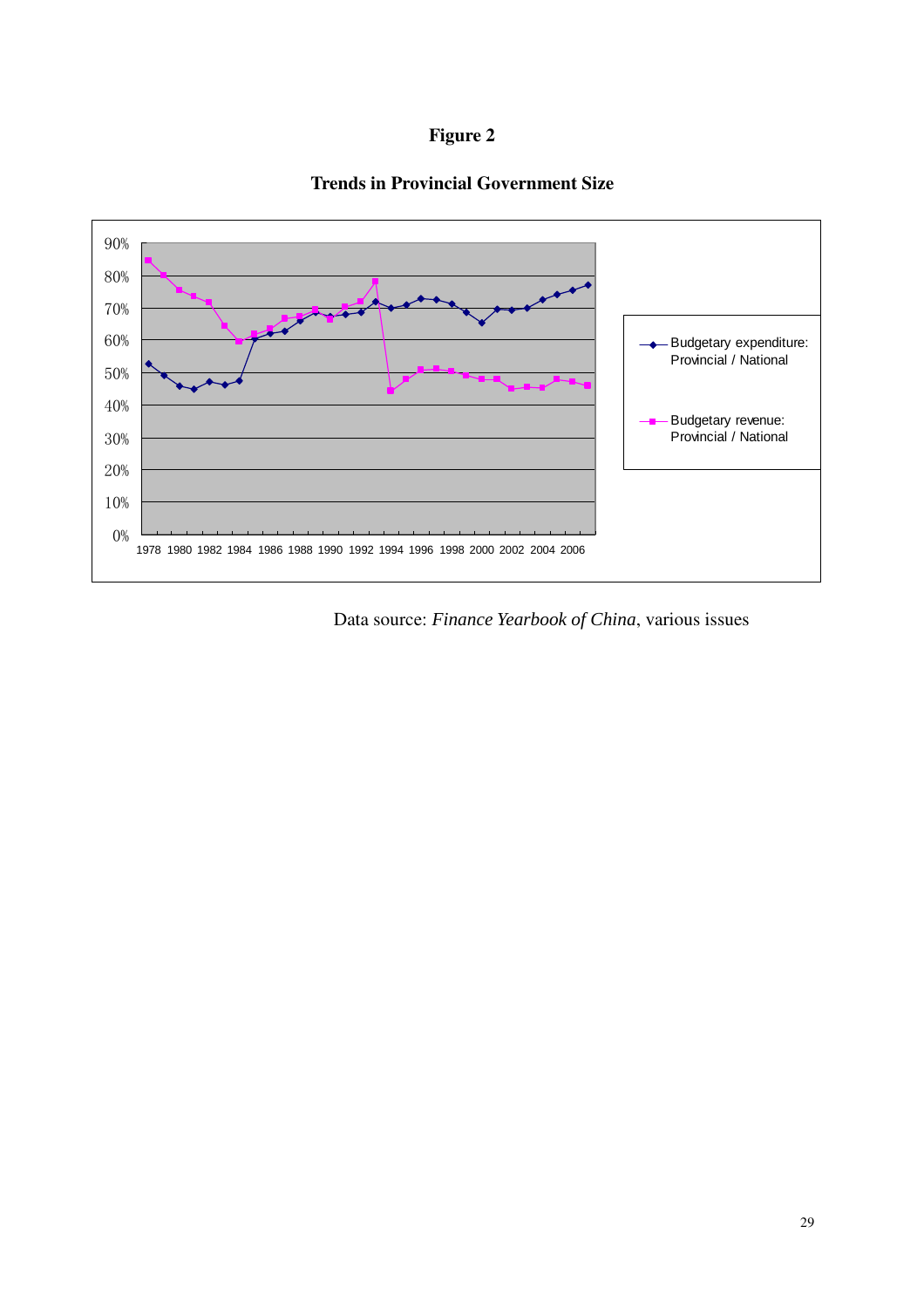**Figure 2**

**Trends in Provincial Government Size**

Data source: *Finance Yearbook of China*, various issues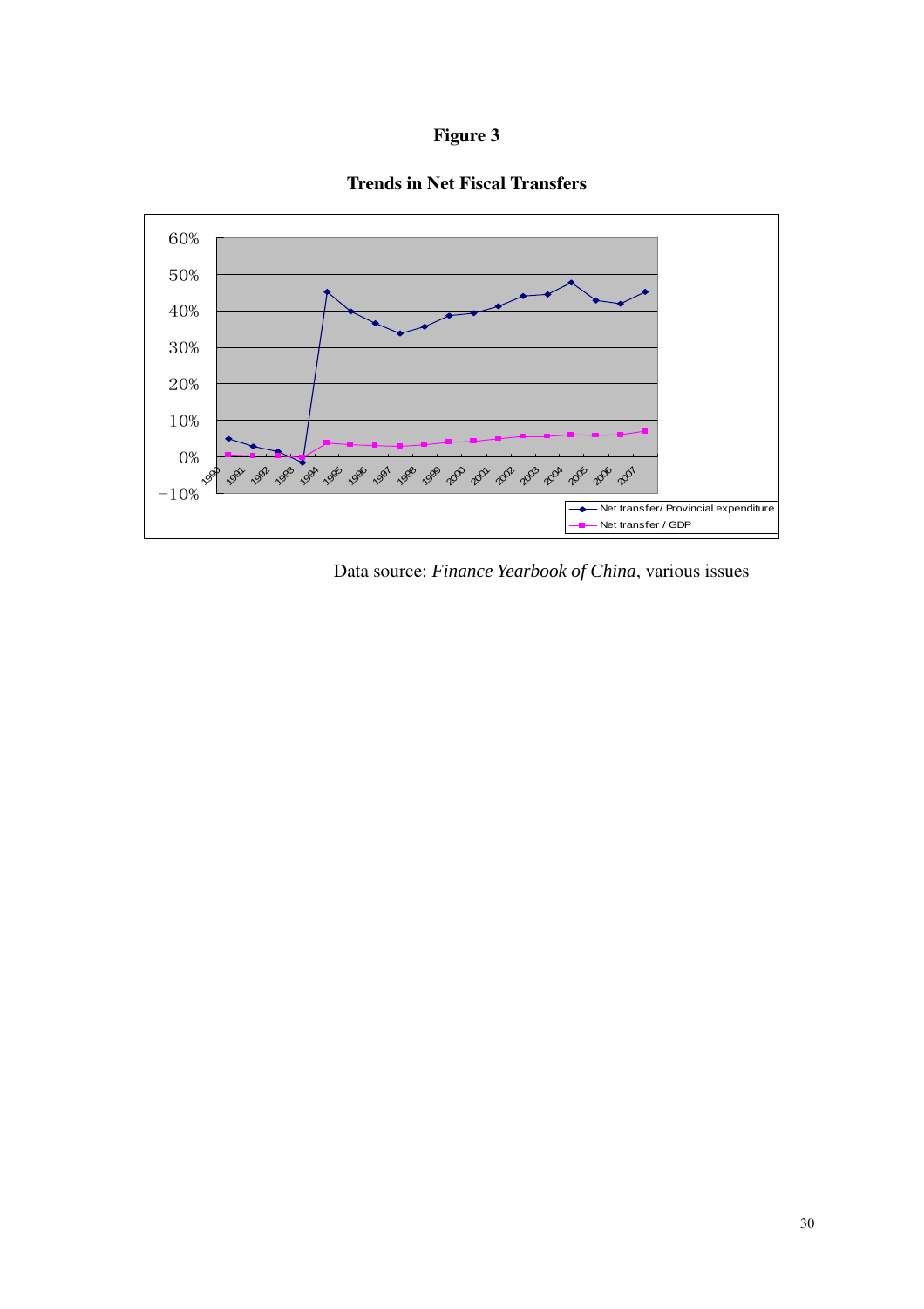# Figure 3

## Trends in Net Fiscal Transfers

Data source: *Finance Yearbook of China*, various issues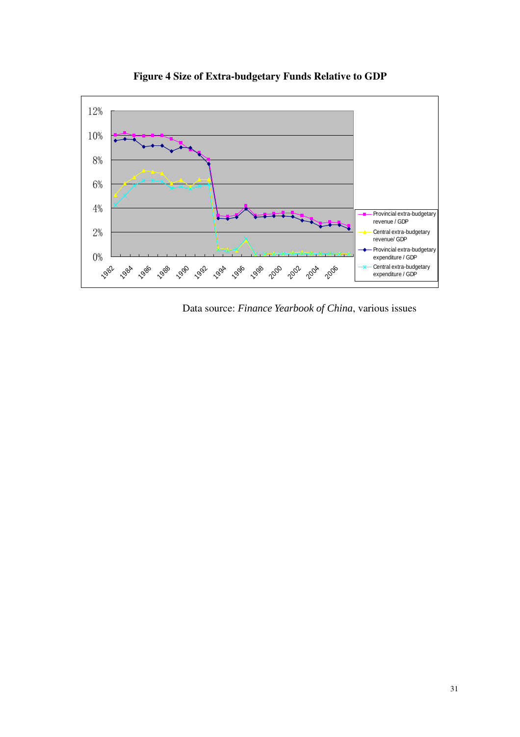**Figure 4 Size of Extra-budgetary Funds Relative to GDP**

Data source: *Finance Yearbook of China*, various issues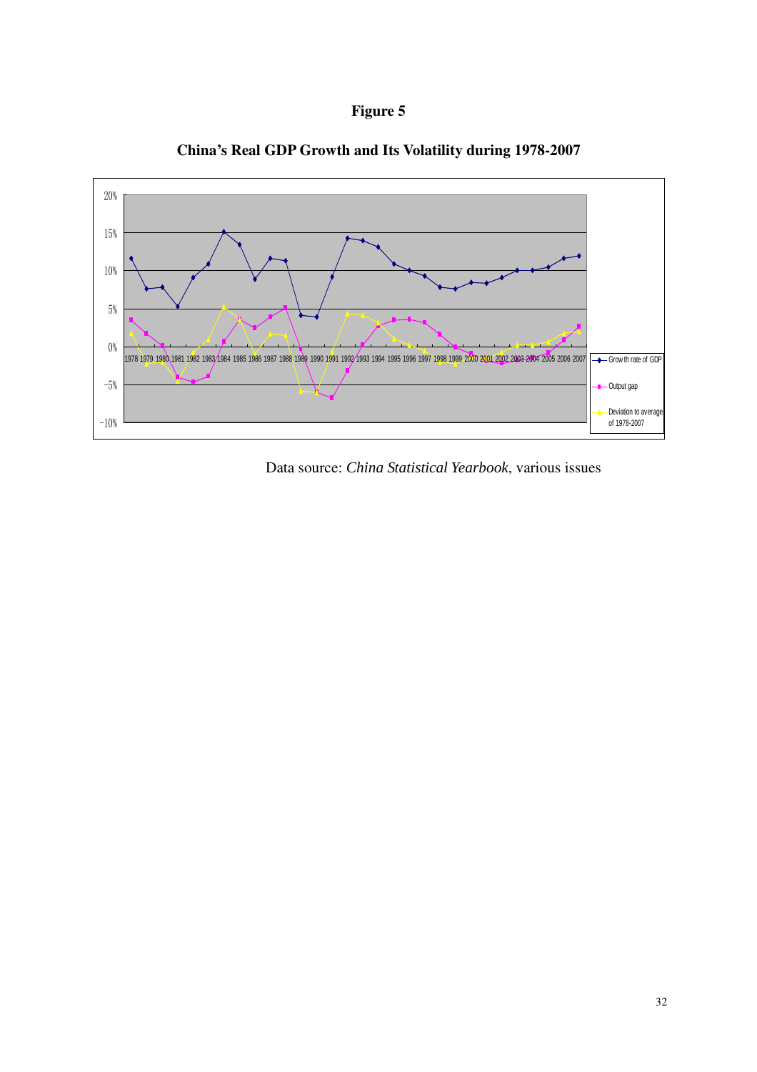**Figure 5**

**China's Real GDP Growth and Its Volatility during 1978-2007**

20%
15%
10%
5%
0%
−5%
−10%

1978 1979 1980 1981 1982 1983 1984 1985 1986 1987 1988 1989 1990 1991 1992 1993 1994 1995 1996 1997 1998 1999 2000 2001 2002 2003 2004 2005 2006 2007

Growth rate of GDP
Output gap
Deviation to average of 1978-2007

Data source: *China Statistical Yearbook*, various issues